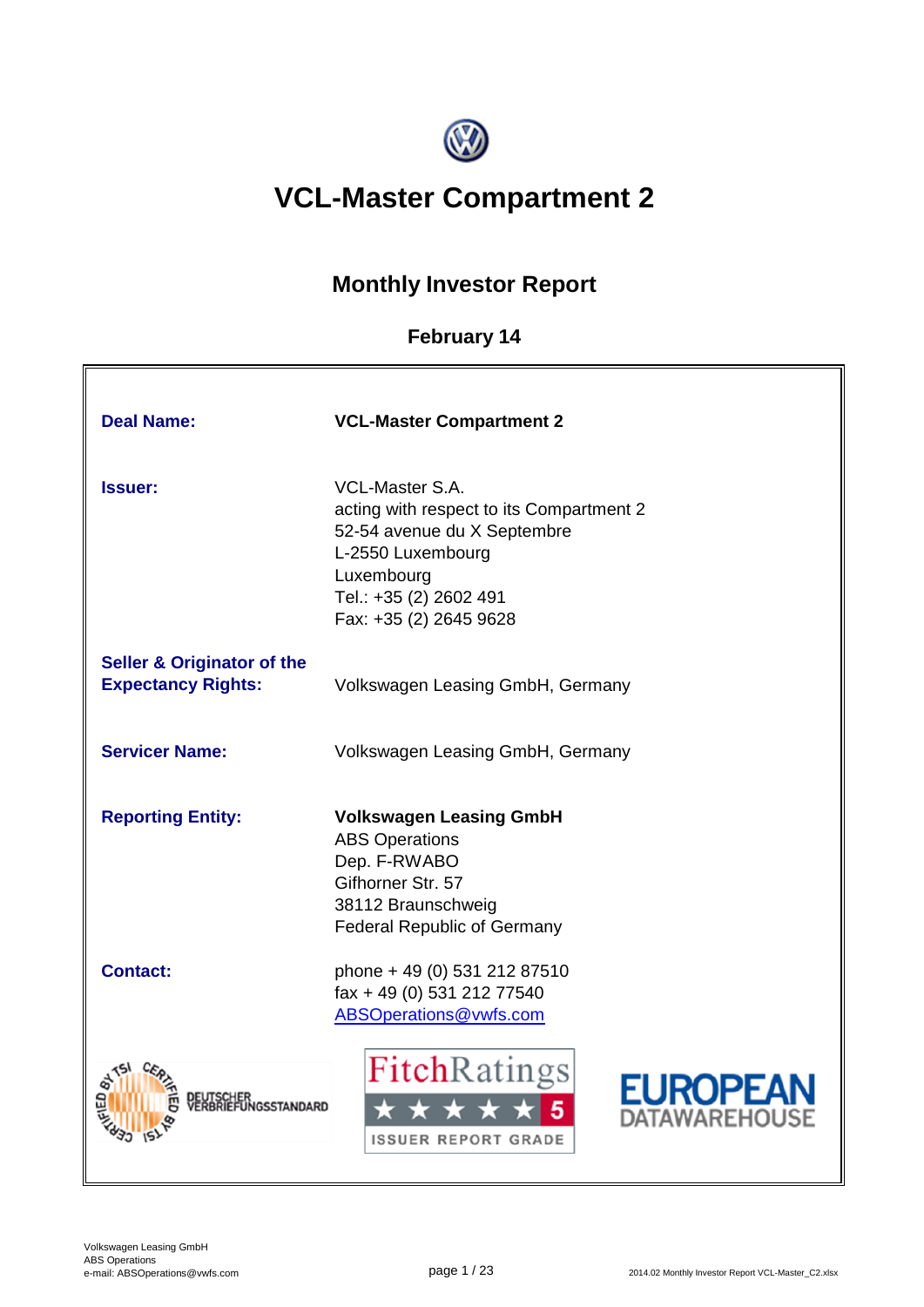# VCL-Master Compartment 2

## Monthly Investor Report

### February 14

| | |
|---|---|
| **Deal Name:** | **VCL-Master Compartment 2** |
| **Issuer:** | VCL-Master S.A.<br>acting with respect to its Compartment 2<br>52-54 avenue du X Septembre<br>L-2550 Luxembourg<br>Luxembourg<br>Tel.: +35 (2) 2602 491<br>Fax: +35 (2) 2645 9628 |
| **Seller & Originator of the Expectancy Rights:** | Volkswagen Leasing GmbH, Germany |
| **Servicer Name:** | Volkswagen Leasing GmbH, Germany |
| **Reporting Entity:** | **Volkswagen Leasing GmbH**<br>ABS Operations<br>Dep. F-RWABO<br>Gifhorner Str. 57<br>38112 Braunschweig<br>Federal Republic of Germany |
| **Contact:** | phone + 49 (0) 531 212 87510<br>fax + 49 (0) 531 212 77540<br>ABSOperations@vwfs.com |

CERTIFIED BY TSI DEUTSCHER VERBRIEFUNGSSTANDARD

FitchRatings ★★★★★ 5 ISSUER REPORT GRADE

EUROPEAN DATAWAREHOUSE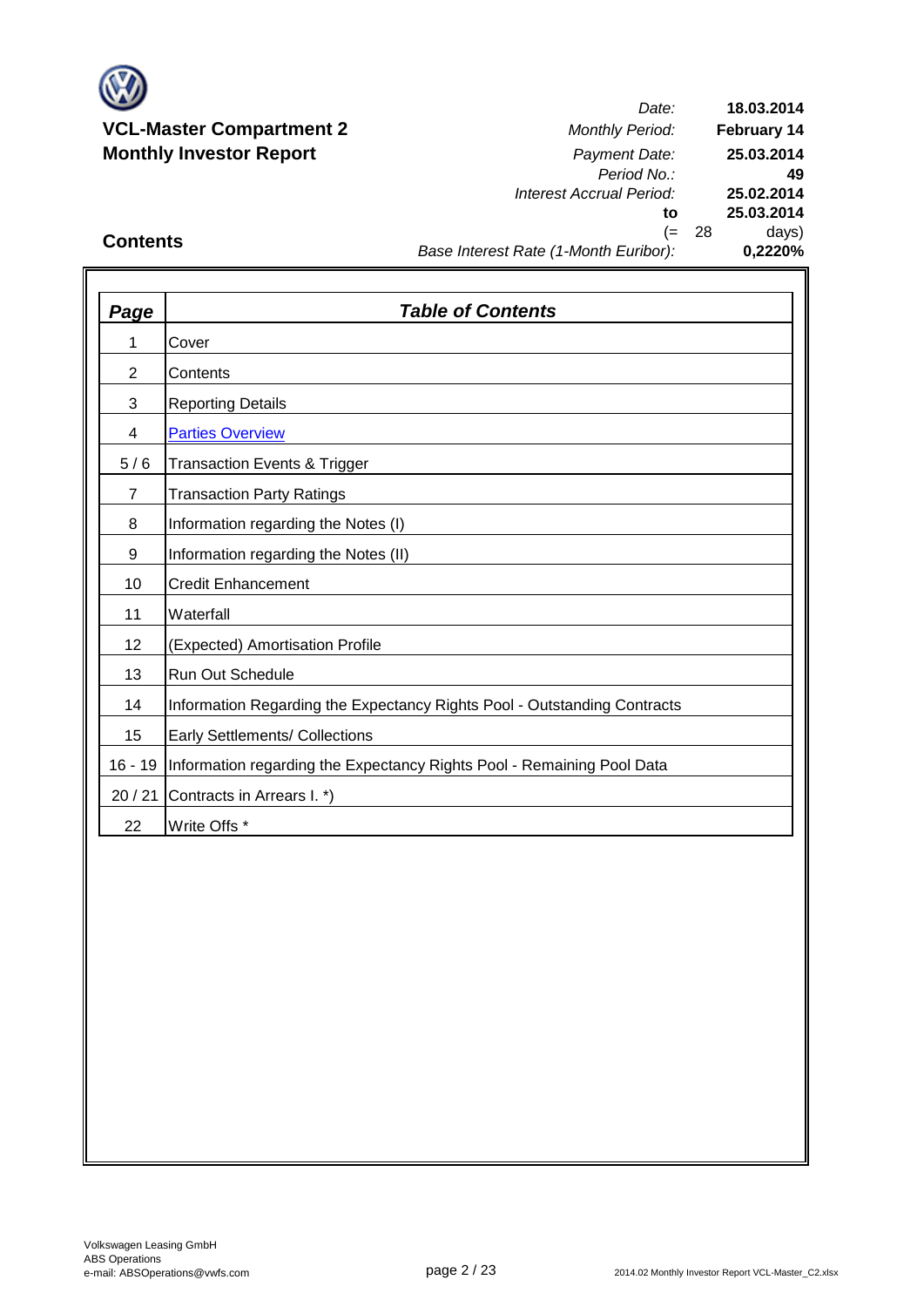**VCL-Master Compartment 2**
**Monthly Investor Report**

| | |
|---|---|
| *Date:* | **18.03.2014** |
| *Monthly Period:* | **February 14** |
| *Payment Date:* | **25.03.2014** |
| *Period No.:* | **49** |
| *Interest Accrual Period:* | **25.02.2014** |
| **to** | **25.03.2014** |
| (= 28 | days) |
| *Base Interest Rate (1-Month Euribor):* | **0,2220%** |

## Contents

| *Page* | *Table of Contents* |
|---|---|
| 1 | Cover |
| 2 | Contents |
| 3 | Reporting Details |
| 4 | Parties Overview |
| 5 / 6 | Transaction Events & Trigger |
| 7 | Transaction Party Ratings |
| 8 | Information regarding the Notes (I) |
| 9 | Information regarding the Notes (II) |
| 10 | Credit Enhancement |
| 11 | Waterfall |
| 12 | (Expected) Amortisation Profile |
| 13 | Run Out Schedule |
| 14 | Information Regarding the Expectancy Rights Pool - Outstanding Contracts |
| 15 | Early Settlements/ Collections |
| 16 - 19 | Information regarding the Expectancy Rights Pool - Remaining Pool Data |
| 20 / 21 | Contracts in Arrears I. *) |
| 22 | Write Offs * |

Volkswagen Leasing GmbH
ABS Operations
e-mail: ABSOperations@vwfs.com

2014.02 Monthly Investor Report VCL-Master_C2.xlsx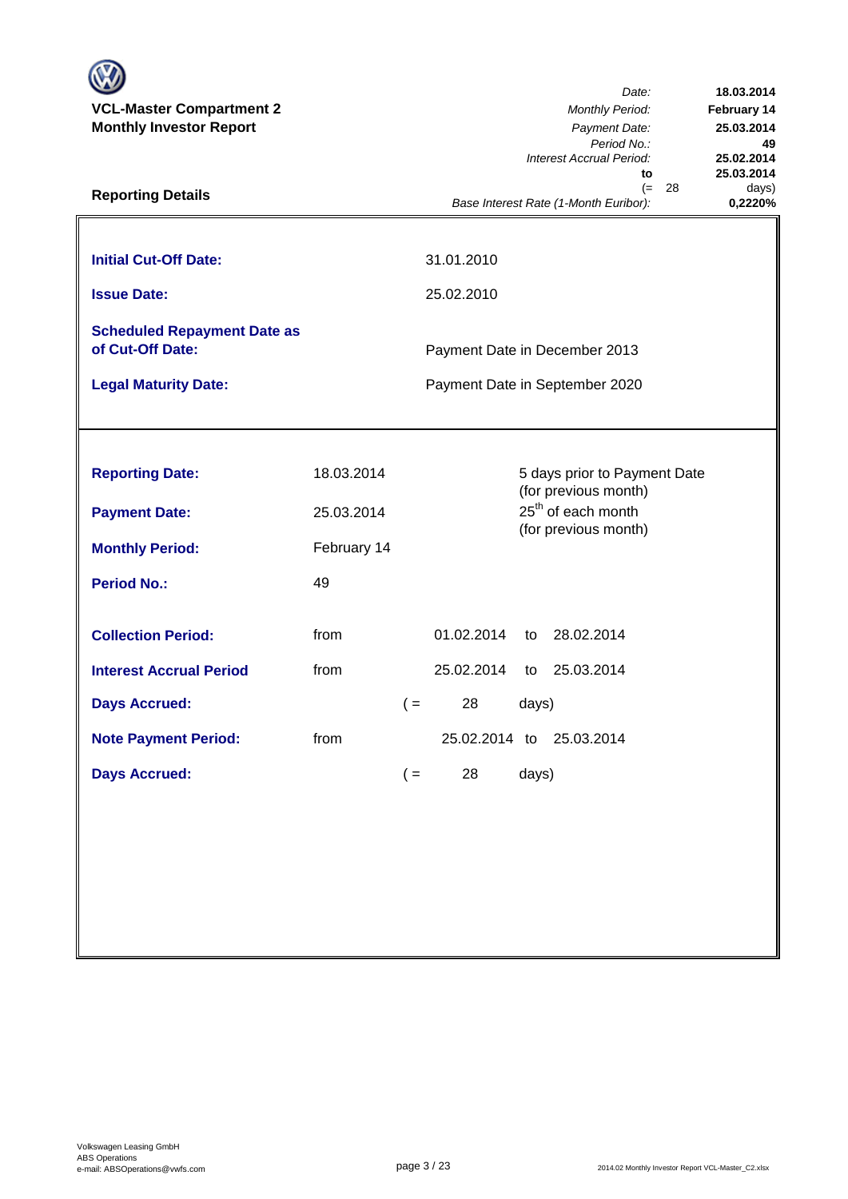**VCL-Master Compartment 2**
**Monthly Investor Report**

| | |
|---|---|
| *Date:* | **18.03.2014** |
| *Monthly Period:* | **February 14** |
| *Payment Date:* | **25.03.2014** |
| *Period No.:* | **49** |
| *Interest Accrual Period:* | **25.02.2014** |
| **to** | **25.03.2014** |
| (= 28 | days) |
| *Base Interest Rate (1-Month Euribor):* | **0,2220%** |

## Reporting Details

| | |
|---|---|
| **Initial Cut-Off Date:** | 31.01.2010 |
| **Issue Date:** | 25.02.2010 |
| **Scheduled Repayment Date as of Cut-Off Date:** | Payment Date in December 2013 |
| **Legal Maturity Date:** | Payment Date in September 2020 |

| | | | | | |
|---|---|---|---|---|---|
| **Reporting Date:** | 18.03.2014 | | 5 days prior to Payment Date (for previous month) | | |
| **Payment Date:** | 25.03.2014 | | 25th of each month (for previous month) | | |
| **Monthly Period:** | February 14 | | | | |
| **Period No.:** | 49 | | | | |
| **Collection Period:** | from | 01.02.2014 | to | 28.02.2014 | |
| **Interest Accrual Period** | from | 25.02.2014 | to | 25.03.2014 | |
| **Days Accrued:** | | ( = | 28 | days) | |
| **Note Payment Period:** | from | 25.02.2014 | to | 25.03.2014 | |
| **Days Accrued:** | | ( = | 28 | days) | |

Volkswagen Leasing GmbH
ABS Operations
e-mail: ABSOperations@vwfs.com

2014.02 Monthly Investor Report VCL-Master_C2.xlsx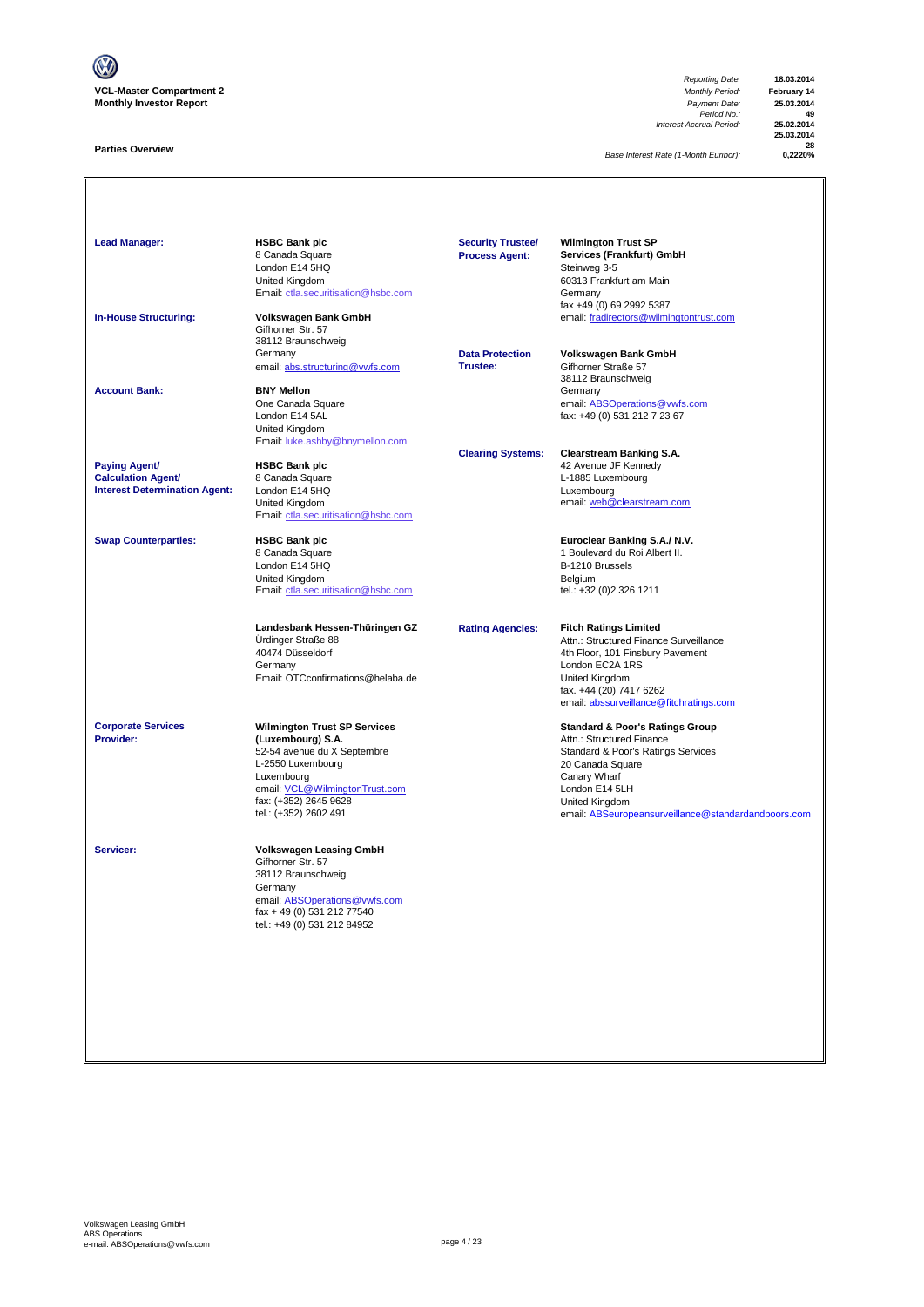**VCL-Master Compartment 2**
**Monthly Investor Report**

| | |
|---|---|
| *Reporting Date:* | **18.03.2014** |
| *Monthly Period:* | **February 14** |
| *Payment Date:* | **25.03.2014** |
| *Period No.:* | **49** |
| *Interest Accrual Period:* | **25.02.2014** |
| | **25.03.2014** |
| | **28** |
| *Base Interest Rate (1-Month Euribor):* | **0,2220%** |

## Parties Overview

**Lead Manager:**
**HSBC Bank plc**
8 Canada Square
London E14 5HQ
United Kingdom
Email: ctla.securitisation@hsbc.com

**In-House Structuring:**
**Volkswagen Bank GmbH**
Gifhorner Str. 57
38112 Braunschweig
Germany
email: abs.structuring@vwfs.com

**Account Bank:**
**BNY Mellon**
One Canada Square
London E14 5AL
United Kingdom
Email: luke.ashby@bnymellon.com

**Paying Agent/ Calculation Agent/ Interest Determination Agent:**
**HSBC Bank plc**
8 Canada Square
London E14 5HQ
United Kingdom
Email: ctla.securitisation@hsbc.com

**Swap Counterparties:**
**HSBC Bank plc**
8 Canada Square
London E14 5HQ
United Kingdom
Email: ctla.securitisation@hsbc.com

**Landesbank Hessen-Thüringen GZ**
Ürdinger Straße 88
40474 Düsseldorf
Germany
Email: OTCconfirmations@helaba.de

**Corporate Services Provider:**
**Wilmington Trust SP Services (Luxembourg) S.A.**
52-54 avenue du X Septembre
L-2550 Luxembourg
Luxembourg
email: VCL@WilmingtonTrust.com
fax: (+352) 2645 9628
tel.: (+352) 2602 491

**Servicer:**
**Volkswagen Leasing GmbH**
Gifhorner Str. 57
38112 Braunschweig
Germany
email: ABSOperations@vwfs.com
fax + 49 (0) 531 212 77540
tel.: +49 (0) 531 212 84952

**Security Trustee/ Process Agent:**
**Wilmington Trust SP Services (Frankfurt) GmbH**
Steinweg 3-5
60313 Frankfurt am Main
Germany
fax +49 (0) 69 2992 5387
email: fradirectors@wilmingtontrust.com

**Data Protection Trustee:**
**Volkswagen Bank GmbH**
Gifhorner Straße 57
38112 Braunschweig
Germany
email: ABSOperations@vwfs.com
fax: +49 (0) 531 212 7 23 67

**Clearing Systems:**
**Clearstream Banking S.A.**
42 Avenue JF Kennedy
L-1885 Luxembourg
Luxembourg
email: web@clearstream.com

**Euroclear Banking S.A./ N.V.**
1 Boulevard du Roi Albert II.
B-1210 Brussels
Belgium
tel.: +32 (0)2 326 1211

**Rating Agencies:**
**Fitch Ratings Limited**
Attn.: Structured Finance Surveillance
4th Floor, 101 Finsbury Pavement
London EC2A 1RS
United Kingdom
fax. +44 (20) 7417 6262
email: abssurveillance@fitchratings.com

**Standard & Poor's Ratings Group**
Attn.: Structured Finance
Standard & Poor's Ratings Services
20 Canada Square
Canary Wharf
London E14 5LH
United Kingdom
email: ABSeuropeansurveillance@standardandpoors.com

Volkswagen Leasing GmbH
ABS Operations
e-mail: ABSOperations@vwfs.com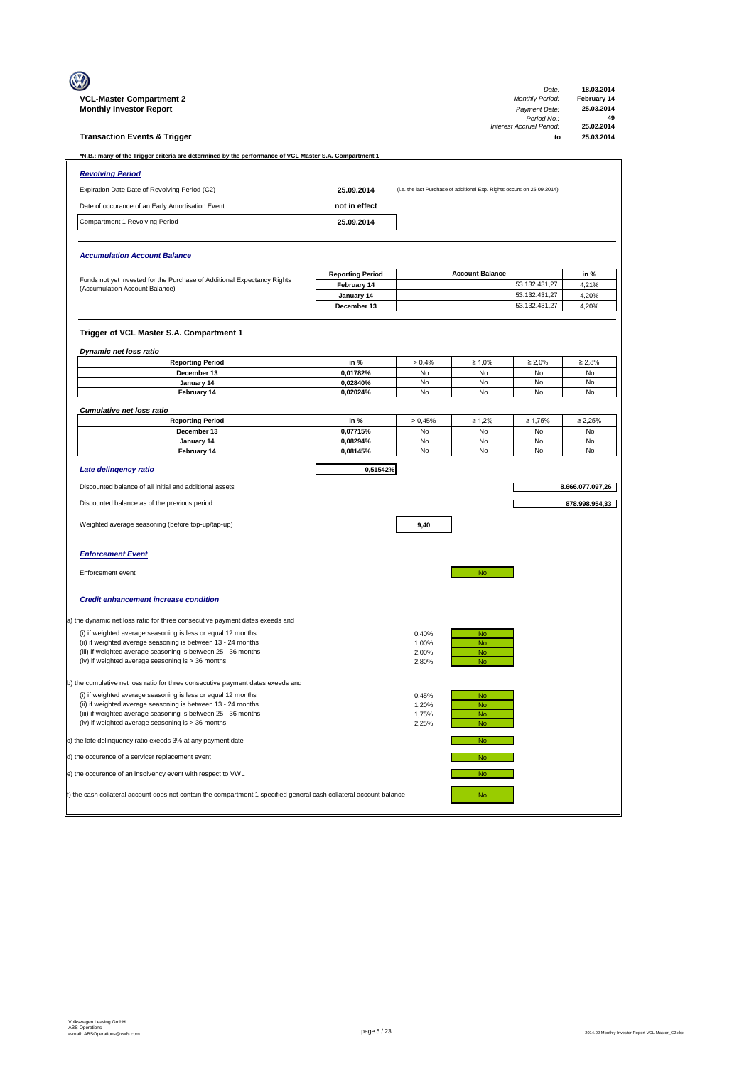**VCL-Master Compartment 2**
**Monthly Investor Report**

| | |
|---|---|
| *Date:* | **18.03.2014** |
| *Monthly Period:* | **February 14** |
| *Payment Date:* | **25.03.2014** |
| *Period No.:* | **49** |
| *Interest Accrual Period:* | **25.02.2014** |
| **to** | **25.03.2014** |

**Transaction Events & Trigger**

***N.B.: many of the Trigger criteria are determined by the performance of VCL Master S.A. Compartment 1**

***Revolving Period***

| | | |
|---|---|---|
| Expiration Date Date of Revolving Period (C2) | **25.09.2014** | (i.e. the last Purchase of additional Exp. Rights occurs on 25.09.2014) |
| Date of occurance of an Early Amortisation Event | **not in effect** | |
| Compartment 1 Revolving Period | **25.09.2014** | |

***Accumulation Account Balance***

Funds not yet invested for the Purchase of Additional Expectancy Rights (Accumulation Account Balance)

| Reporting Period | Account Balance | in % |
|---|---|---|
| February 14 | 53.132.431,27 | 4,21% |
| January 14 | 53.132.431,27 | 4,20% |
| December 13 | 53.132.431,27 | 4,20% |

### Trigger of VCL Master S.A. Compartment 1

***Dynamic net loss ratio***

| Reporting Period | in % | > 0,4% | ≥ 1,0% | ≥ 2,0% | ≥ 2,8% |
|---|---|---|---|---|---|
| December 13 | 0,01782% | No | No | No | No |
| January 14 | 0,02840% | No | No | No | No |
| February 14 | 0,02024% | No | No | No | No |

***Cumulative net loss ratio***

| Reporting Period | in % | > 0,45% | ≥ 1,2% | ≥ 1,75% | ≥ 2,25% |
|---|---|---|---|---|---|
| December 13 | 0,07715% | No | No | No | No |
| January 14 | 0,08294% | No | No | No | No |
| February 14 | 0,08145% | No | No | No | No |

***Late delinqency ratio*** **0,51542%**

| | |
|---|---|
| Discounted balance of all initial and additional assets | **8.666.077.097,26** |
| Discounted balance as of the previous period | **878.998.954,33** |
| Weighted average seasoning (before top-up/tap-up) | **9,40** |

***Enforcement Event***

Enforcement event: No

***Credit enhancement increase condition***

a) the dynamic net loss ratio for three consecutive payment dates exeeds and

| | | |
|---|---|---|
| (i) if weighted average seasoning is less or equal 12 months | 0,40% | No |
| (ii) if weighted average seasoning is between 13 - 24 months | 1,00% | No |
| (iii) if weighted average seasoning is between 25 - 36 months | 2,00% | No |
| (iv) if weighted average seasoning is > 36 months | 2,80% | No |

b) the cumulative net loss ratio for three consecutive payment dates exeeds and

| | | |
|---|---|---|
| (i) if weighted average seasoning is less or equal 12 months | 0,45% | No |
| (ii) if weighted average seasoning is between 13 - 24 months | 1,20% | No |
| (iii) if weighted average seasoning is between 25 - 36 months | 1,75% | No |
| (iv) if weighted average seasoning is > 36 months | 2,25% | No |

c) the late delinquency ratio exeeds 3% at any payment date: No

d) the occurence of a servicer replacement event: No

e) the occurence of an insolvency event with respect to VWL: No

f) the cash collateral account does not contain the compartment 1 specified general cash collateral account balance: No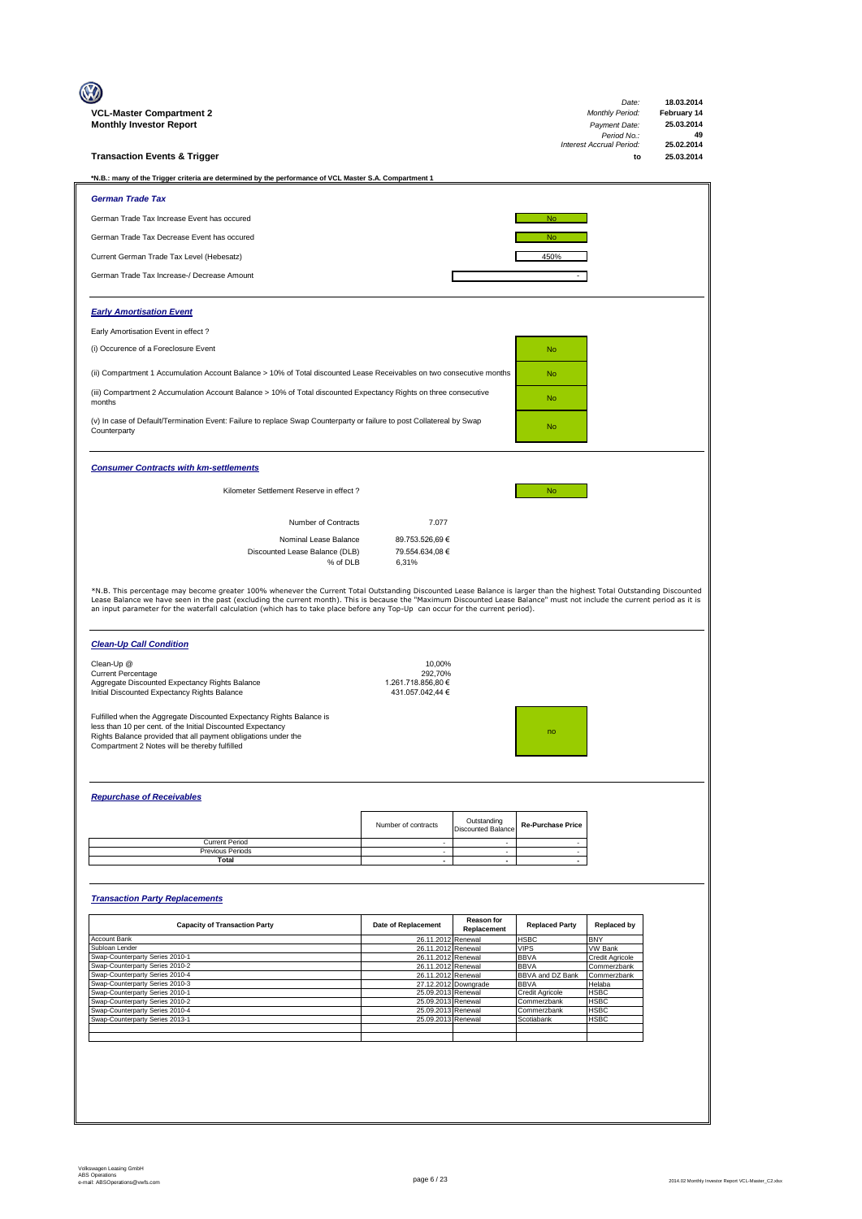**VCL-Master Compartment 2**
**Monthly Investor Report**

| | |
|---|---|
| *Date:* | 18.03.2014 |
| *Monthly Period:* | February 14 |
| *Payment Date:* | 25.03.2014 |
| *Period No.:* | 49 |
| *Interest Accrual Period:* | 25.02.2014 |
| to | 25.03.2014 |

## Transaction Events & Trigger

***N.B.: many of the Trigger criteria are determined by the performance of VCL Master S.A. Compartment 1**

### *German Trade Tax*

| | |
|---|---|
| German Trade Tax Increase Event has occured | No |
| German Trade Tax Decrease Event has occured | No |
| Current German Trade Tax Level (Hebesatz) | 450% |
| German Trade Tax Increase-/ Decrease Amount | - |

### *Early Amortisation Event*

Early Amortisation Event in effect ?

| | |
|---|---|
| (i) Occurence of a Foreclosure Event | No |
| (ii) Compartment 1 Accumulation Account Balance > 10% of Total discounted Lease Receivables on two consecutive months | No |
| (iii) Compartment 2 Accumulation Account Balance > 10% of Total discounted Expectancy Rights on three consecutive months | No |
| (v) In case of Default/Termination Event: Failure to replace Swap Counterparty or failure to post Collatereal by Swap Counterparty | No |

### *Consumer Contracts with km-settlements*

Kilometer Settlement Reserve in effect ? No

| | |
|---|---|
| Number of Contracts | 7.077 |
| Nominal Lease Balance | 89.753.526,69 € |
| Discounted Lease Balance (DLB) | 79.554.634,08 € |
| % of DLB | 6,31% |

*N.B. This percentage may become greater 100% whenever the Current Total Outstanding Discounted Lease Balance is larger than the highest Total Outstanding Discounted Lease Balance we have seen in the past (excluding the current month). This is because the "Maximum Discounted Lease Balance" must not include the current period as it is an input parameter for the waterfall calculation (which has to take place before any Top-Up can occur for the current period).

### *Clean-Up Call Condition*

| | |
|---|---|
| Clean-Up @ | 10,00% |
| Current Percentage | 292,70% |
| Aggregate Discounted Expectancy Rights Balance | 1.261.718.856,80 € |
| Initial Discounted Expectancy Rights Balance | 431.057.042,44 € |

Fulfilled when the Aggregate Discounted Expectancy Rights Balance is less than 10 per cent. of the Initial Discounted Expectancy Rights Balance provided that all payment obligations under the Compartment 2 Notes will be thereby fulfilled: no

### *Repurchase of Receivables*

| | Number of contracts | Outstanding Discounted Balance | Re-Purchase Price |
|---|---|---|---|
| Current Period | - | - | - |
| Previous Periods | - | - | - |
| **Total** | **-** | **-** | **-** |

### *Transaction Party Replacements*

| Capacity of Transaction Party | Date of Replacement | Reason for Replacement | Replaced Party | Replaced by |
|---|---|---|---|---|
| Account Bank | 26.11.2012 | Renewal | HSBC | BNY |
| Subloan Lender | 26.11.2012 | Renewal | VIPS | VW Bank |
| Swap-Counterparty Series 2010-1 | 26.11.2012 | Renewal | BBVA | Credit Agricole |
| Swap-Counterparty Series 2010-2 | 26.11.2012 | Renewal | BBVA | Commerzbank |
| Swap-Counterparty Series 2010-4 | 26.11.2012 | Renewal | BBVA and DZ Bank | Commerzbank |
| Swap-Counterparty Series 2010-3 | 27.12.2012 | Downgrade | BBVA | Helaba |
| Swap-Counterparty Series 2010-1 | 25.09.2013 | Renewal | Credit Agricole | HSBC |
| Swap-Counterparty Series 2010-2 | 25.09.2013 | Renewal | Commerzbank | HSBC |
| Swap-Counterparty Series 2010-4 | 25.09.2013 | Renewal | Commerzbank | HSBC |
| Swap-Counterparty Series 2013-1 | 25.09.2013 | Renewal | Scotiabank | HSBC |

Volkswagen Leasing GmbH
ABS Operations
e-mail: ABSOperations@vwfs.com

2014.02 Monthly Investor Report VCL-Master_C2.xlsx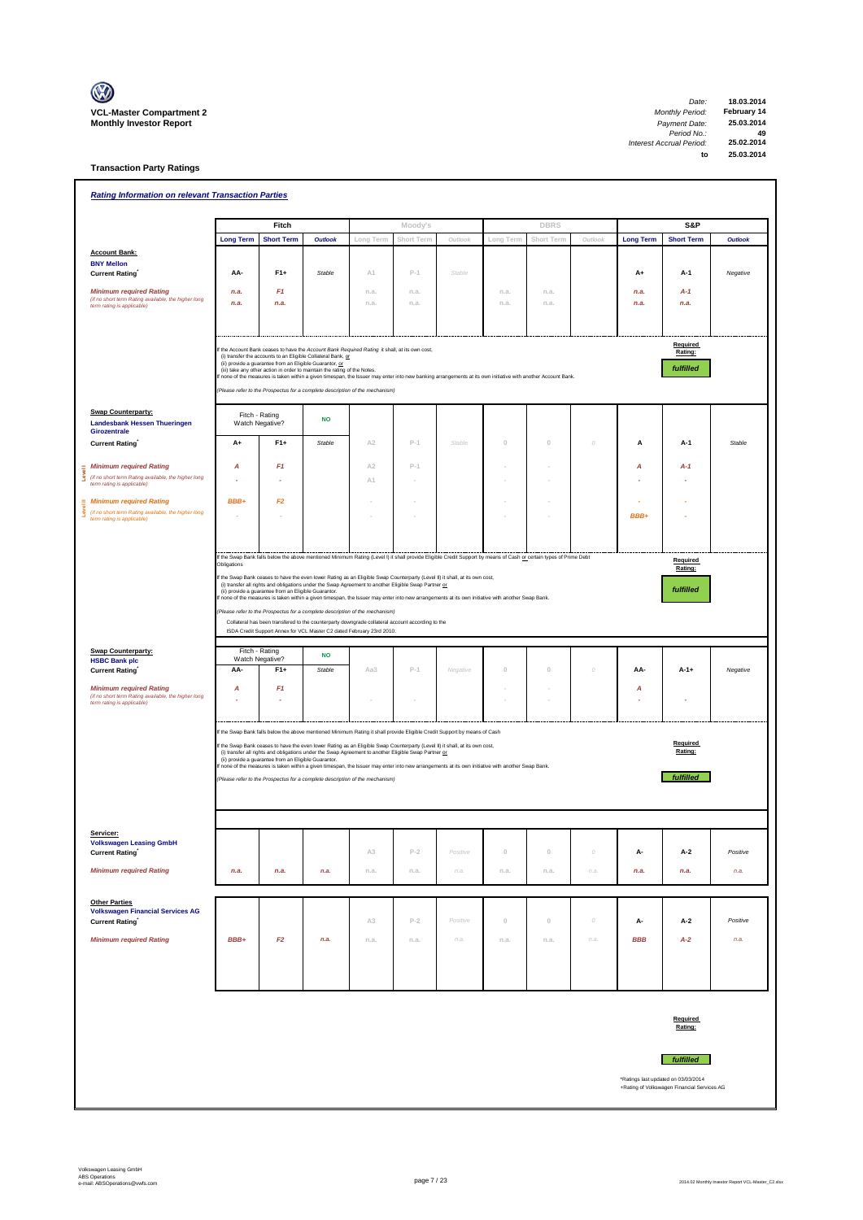**VCL-Master Compartment 2**
**Monthly Investor Report**

| | |
|---|---|
| Date: | 18.03.2014 |
| Monthly Period: | February 14 |
| Payment Date: | 25.03.2014 |
| Period No.: | 49 |
| Interest Accrual Period: | 25.02.2014 |
| to | 25.03.2014 |

## Transaction Party Ratings

### *Rating Information on relevant Transaction Parties*

| | Fitch | | | Moody's | | | DBRS | | | S&P | | |
|---|---|---|---|---|---|---|---|---|---|---|---|---|
| | Long Term | Short Term | Outlook | Long Term | Short Term | Outlook | Long Term | Short Term | Outlook | Long Term | Short Term | Outlook |
| **Account Bank:** **BNY Mellon** Current Rating* | AA- | F1+ | Stable | A1 | P-1 | Stable | | | | A+ | A-1 | Negative |
| *Minimum required Rating* | n.a. | F1 | | n.a. | n.a. | | n.a. | n.a. | | n.a. | A-1 | |
| *(if no short term Rating available, the higher long term rating is applicable)* | n.a. | n.a. | | n.a. | n.a. | | n.a. | n.a. | | n.a. | n.a. | |

If the Account Bank ceases to have the *Account Bank Required Rating* it shall, at its own cost,
(i) transfer the accounts to an Eligible Collateral Bank, or
(ii) provide a guarantee from an Eligible Guarantor, or
(iii) take any other action in order to maintain the rating of the Notes.
If none of the measures is taken within a given timespan, the Issuer may enter into new banking arrangements at its own initiative with another Account Bank.

*(Please refer to the Prospectus for a complete description of the mechanism)*

Required Rating: **fulfilled**

| | Fitch | | | Moody's | | | DBRS | | | S&P | | |
|---|---|---|---|---|---|---|---|---|---|---|---|---|
| **Swap Counterparty:** **Landesbank Hessen Thueringen Girozentrale** | Fitch - Rating Watch Negative? | | NO | | | | | | | | | |
| Current Rating* | A+ | F1+ | Stable | A2 | P-1 | Stable | 0 | 0 | 0 | A | A-1 | Stable |
| Level I *Minimum required Rating* | A | F1 | | A2 | P-1 | | - | - | | A | A-1 | |
| *(if no short term Rating available, the higher long term rating is applicable)* | - | - | | A1 | - | | - | - | | - | - | |
| Level II *Minimum required Rating* | BBB+ | F2 | | - | - | | - | - | | - | - | |
| *(if no short term Rating available, the higher long term rating is applicable)* | - | - | | - | - | | - | - | | BBB+ | - | |

If the Swap Bank falls below the above mentioned Minimum Rating (Level I) it shall provide Eligible Credit Support by means of Cash or certain types of Prime Debt Obligations

If the Swap Bank ceases to have the even lower Rating as an Eligible Swap Counterparty (Level II) it shall, at its own cost,
(i) transfer all rights and obligations under the Swap Agreement to another Eligible Swap Partner or
(ii) provide a guarantee from an Eligible Guarantor.
If none of the measures is taken within a given timespan, the Issuer may enter into new arrangements at its own initiative with another Swap Bank.

*(Please refer to the Prospectus for a complete description of the mechanism)*

Collateral has been transfered to the counterparty downgrade collateral account according to the ISDA Credit Support Annex for VCL Master C2 dated February 23rd 2010.

Required Rating: **fulfilled**

| | Fitch | | | Moody's | | | DBRS | | | S&P | | |
|---|---|---|---|---|---|---|---|---|---|---|---|---|
| **Swap Counterparty:** **HSBC Bank plc** | Fitch - Rating Watch Negative? | | NO | | | | | | | | | |
| Current Rating* | AA- | F1+ | Stable | Aa3 | P-1 | Negative | 0 | 0 | 0 | AA- | A-1+ | Negative |
| *Minimum required Rating* | A | F1 | | | | | - | - | | A | | |
| *(if no short term Rating available, the higher long term rating is applicable)* | - | - | | - | - | | - | - | | - | - | |

If the Swap Bank falls below the above mentioned Minimum Rating it shall provide Eligible Credit Support by means of Cash

If the Swap Bank ceases to have the even lower Rating as an Eligible Swap Counterparty (Level II) it shall, at its own cost,
(i) transfer all rights and obligations under the Swap Agreement to another Eligible Swap Partner or
(ii) provide a guarantee from an Eligible Guarantor.
If none of the measures is taken within a given timespan, the Issuer may enter into new arrangements at its own initiative with another Swap Bank.

*(Please refer to the Prospectus for a complete description of the mechanism)*

Required Rating: **fulfilled**

| | Fitch | | | Moody's | | | DBRS | | | S&P | | |
|---|---|---|---|---|---|---|---|---|---|---|---|---|
| **Servicer:** **Volkswagen Leasing GmbH** Current Rating* | | | | A3 | P-2 | Positive | 0 | 0 | 0 | A- | A-2 | Positive |
| *Minimum required Rating* | n.a. | n.a. | n.a. | n.a. | n.a. | n.a. | n.a. | n.a. | n.a. | n.a. | n.a. | n.a. |
| **Other Parties** **Volkswagen Financial Services AG** Current Rating* | | | | A3 | P-2 | Positive | 0 | 0 | 0 | A- | A-2 | Positive |
| *Minimum required Rating* | BBB+ | F2 | n.a. | n.a. | n.a. | n.a. | n.a. | n.a. | n.a. | BBB | A-2 | n.a. |

Required Rating: **fulfilled**

*Ratings last updated on 03/03/2014
+Rating of Volkswagen Financial Services AG

Volkswagen Leasing GmbH
ABS Operations
e-mail: ABSOperations@vwfs.com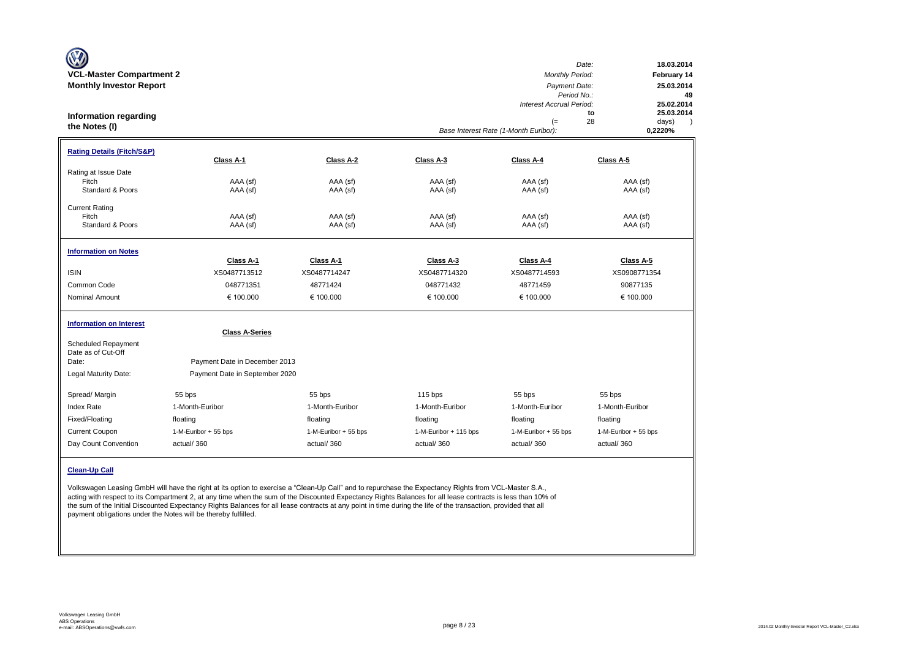**VCL-Master Compartment 2**
**Monthly Investor Report**

| | |
|---|---|
| *Date:* | **18.03.2014** |
| *Monthly Period:* | **February 14** |
| *Payment Date:* | **25.03.2014** |
| *Period No.:* | **49** |
| *Interest Accrual Period:* | **25.02.2014** |
| **to** | **25.03.2014** |
| (= 28 | days) ) |
| *Base Interest Rate (1-Month Euribor):* | **0,2220%** |

## Information regarding the Notes (I)

**Rating Details (Fitch/S&P)**

| | Class A-1 | Class A-2 | Class A-3 | Class A-4 | Class A-5 |
|---|---|---|---|---|---|
| Rating at Issue Date | | | | | |
| Fitch | AAA (sf) | AAA (sf) | AAA (sf) | AAA (sf) | AAA (sf) |
| Standard & Poors | AAA (sf) | AAA (sf) | AAA (sf) | AAA (sf) | AAA (sf) |
| Current Rating | | | | | |
| Fitch | AAA (sf) | AAA (sf) | AAA (sf) | AAA (sf) | AAA (sf) |
| Standard & Poors | AAA (sf) | AAA (sf) | AAA (sf) | AAA (sf) | AAA (sf) |

**Information on Notes**

| | Class A-1 | Class A-1 | Class A-3 | Class A-4 | Class A-5 |
|---|---|---|---|---|---|
| ISIN | XS0487713512 | XS0487714247 | XS0487714320 | XS0487714593 | XS0908771354 |
| Common Code | 048771351 | 48771424 | 048771432 | 48771459 | 90877135 |
| Nominal Amount | € 100.000 | € 100.000 | € 100.000 | € 100.000 | € 100.000 |

**Information on Interest**

| | Class A-Series | | | | |
|---|---|---|---|---|---|
| Scheduled Repayment Date as of Cut-Off Date: | Payment Date in December 2013 | | | | |
| Legal Maturity Date: | Payment Date in September 2020 | | | | |
| Spread/ Margin | 55 bps | 55 bps | 115 bps | 55 bps | 55 bps |
| Index Rate | 1-Month-Euribor | 1-Month-Euribor | 1-Month-Euribor | 1-Month-Euribor | 1-Month-Euribor |
| Fixed/Floating | floating | floating | floating | floating | floating |
| Current Coupon | 1-M-Euribor + 55 bps | 1-M-Euribor + 55 bps | 1-M-Euribor + 115 bps | 1-M-Euribor + 55 bps | 1-M-Euribor + 55 bps |
| Day Count Convention | actual/ 360 | actual/ 360 | actual/ 360 | actual/ 360 | actual/ 360 |

**Clean-Up Call**

Volkswagen Leasing GmbH will have the right at its option to exercise a "Clean-Up Call" and to repurchase the Expectancy Rights from VCL-Master S.A., acting with respect to its Compartment 2, at any time when the sum of the Discounted Expectancy Rights Balances for all lease contracts is less than 10% of the sum of the Initial Discounted Expectancy Rights Balances for all lease contracts at any point in time during the life of the transaction, provided that all payment obligations under the Notes will be thereby fulfilled.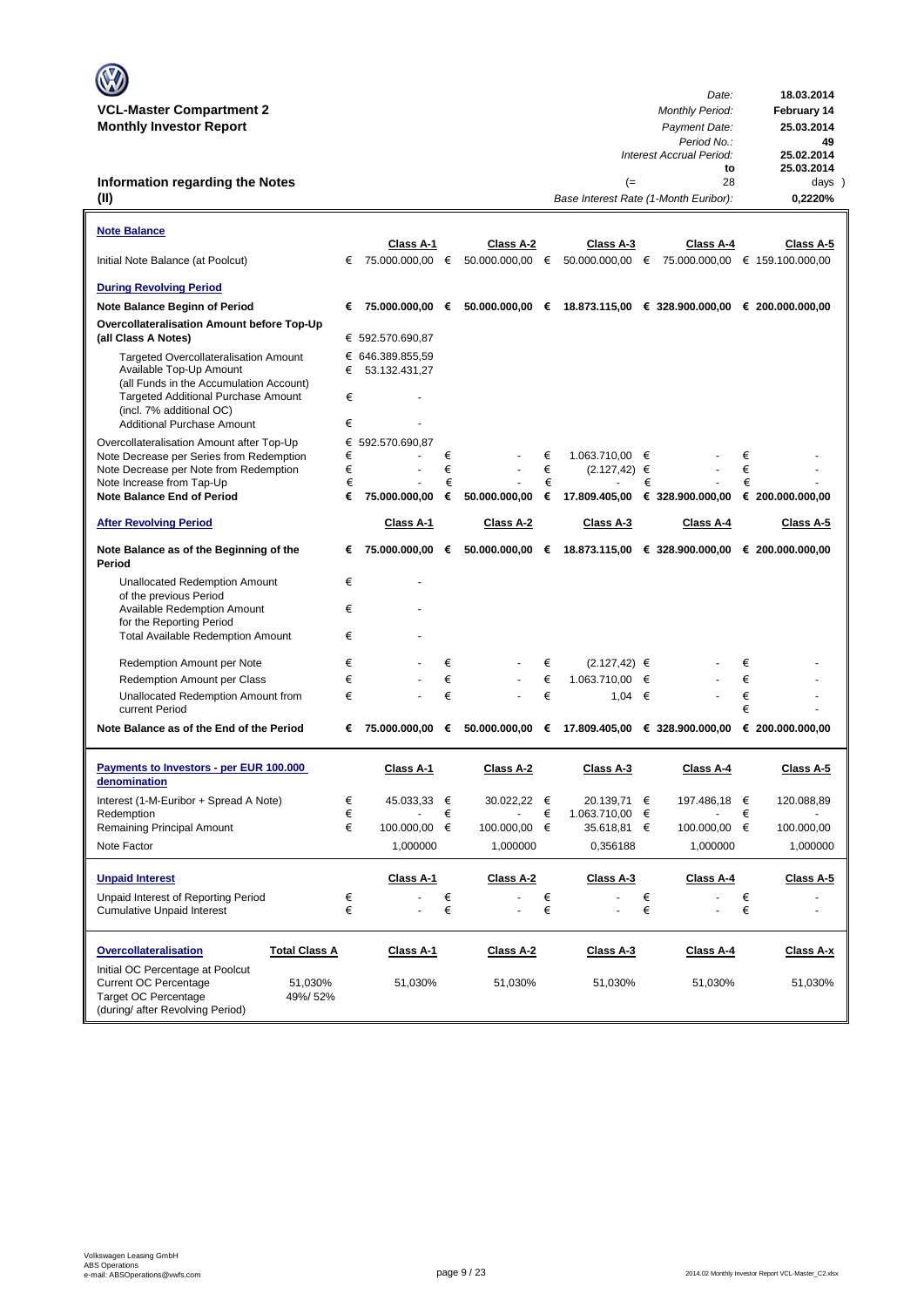**VCL-Master Compartment 2**
**Monthly Investor Report**

| | |
|---|---|
| *Date:* | **18.03.2014** |
| *Monthly Period:* | **February 14** |
| *Payment Date:* | **25.03.2014** |
| *Period No.:* | **49** |
| *Interest Accrual Period:* | **25.02.2014** |
| **to** | **25.03.2014** |
| (= 28 | days ) |
| *Base Interest Rate (1-Month Euribor):* | **0,2220%** |

## Information regarding the Notes (II)

**Note Balance**

| | Class A-1 | Class A-2 | Class A-3 | Class A-4 | Class A-5 |
|---|---|---|---|---|---|
| Initial Note Balance (at Poolcut) | € 75.000.000,00 | € 50.000.000,00 | € 50.000.000,00 | € 75.000.000,00 | € 159.100.000,00 |
| **During Revolving Period** | | | | | |
| **Note Balance Beginn of Period** | **€ 75.000.000,00** | **€ 50.000.000,00** | **€ 18.873.115,00** | **€ 328.900.000,00** | **€ 200.000.000,00** |
| **Overcollateralisation Amount before Top-Up (all Class A Notes)** | € 592.570.690,87 | | | | |
| Targeted Overcollateralisation Amount | € 646.389.855,59 | | | | |
| Available Top-Up Amount (all Funds in the Accumulation Account) | € 53.132.431,27 | | | | |
| Targeted Additional Purchase Amount (incl. 7% additional OC) | € - | | | | |
| Additional Purchase Amount | € - | | | | |
| Overcollateralisation Amount after Top-Up | € 592.570.690,87 | | | | |
| Note Decrease per Series from Redemption | € - | € - | € 1.063.710,00 | € - | € - |
| Note Decrease per Note from Redemption | € - | € - | € (2.127,42) | € - | € - |
| Note Increase from Tap-Up | € - | € - | € - | € - | € - |
| **Note Balance End of Period** | **€ 75.000.000,00** | **€ 50.000.000,00** | **€ 17.809.405,00** | **€ 328.900.000,00** | **€ 200.000.000,00** |

| **After Revolving Period** | Class A-1 | Class A-2 | Class A-3 | Class A-4 | Class A-5 |
|---|---|---|---|---|---|
| **Note Balance as of the Beginning of the Period** | **€ 75.000.000,00** | **€ 50.000.000,00** | **€ 18.873.115,00** | **€ 328.900.000,00** | **€ 200.000.000,00** |
| Unallocated Redemption Amount of the previous Period | € - | | | | |
| Available Redemption Amount for the Reporting Period | € - | | | | |
| Total Available Redemption Amount | € - | | | | |
| Redemption Amount per Note | € - | € - | € (2.127,42) | € - | € - |
| Redemption Amount per Class | € - | € - | € 1.063.710,00 | € - | € - |
| Unallocated Redemption Amount from current Period | € - | € - | € 1,04 | € - | € - |
| **Note Balance as of the End of the Period** | **€ 75.000.000,00** | **€ 50.000.000,00** | **€ 17.809.405,00** | **€ 328.900.000,00** | **€ 200.000.000,00** |

| **Payments to Investors - per EUR 100.000 denomination** | Class A-1 | Class A-2 | Class A-3 | Class A-4 | Class A-5 |
|---|---|---|---|---|---|
| Interest (1-M-Euribor + Spread A Note) | € 45.033,33 | € 30.022,22 | € 20.139,71 | € 197.486,18 | € 120.088,89 |
| Redemption | € - | € - | € 1.063.710,00 | € - | € - |
| Remaining Principal Amount | € 100.000,00 | € 100.000,00 | € 35.618,81 | € 100.000,00 | € 100.000,00 |
| Note Factor | 1,000000 | 1,000000 | 0,356188 | 1,000000 | 1,000000 |

| **Unpaid Interest** | Class A-1 | Class A-2 | Class A-3 | Class A-4 | Class A-5 |
|---|---|---|---|---|---|
| Unpaid Interest of Reporting Period | € - | € - | € - | € - | € - |
| Cumulative Unpaid Interest | € - | € - | € - | € - | € - |

| **Overcollateralisation** | Total Class A | Class A-1 | Class A-2 | Class A-3 | Class A-4 | Class A-x |
|---|---|---|---|---|---|---|
| Initial OC Percentage at Poolcut | | | | | | |
| Current OC Percentage | 51,030% | 51,030% | 51,030% | 51,030% | 51,030% | 51,030% |
| Target OC Percentage (during/ after Revolving Period) | 49%/ 52% | | | | | |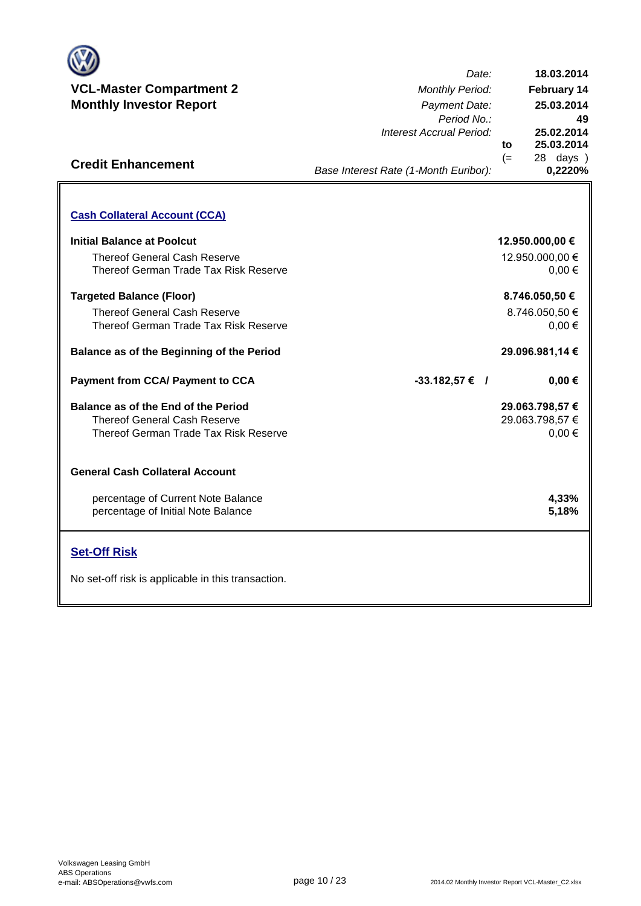**VCL-Master Compartment 2**
**Monthly Investor Report**

| | |
|---|---|
| *Date:* | **18.03.2014** |
| *Monthly Period:* | **February 14** |
| *Payment Date:* | **25.03.2014** |
| *Period No.:* | **49** |
| *Interest Accrual Period:* | **25.02.2014** |
| **to** | **25.03.2014** |
| (= | 28 days ) |
| *Base Interest Rate (1-Month Euribor):* | **0,2220%** |

## Credit Enhancement

### Cash Collateral Account (CCA)

| | | |
|---|---|---|
| **Initial Balance at Poolcut** | | **12.950.000,00 €** |
| Thereof General Cash Reserve | | 12.950.000,00 € |
| Thereof German Trade Tax Risk Reserve | | 0,00 € |
| **Targeted Balance (Floor)** | | **8.746.050,50 €** |
| Thereof General Cash Reserve | | 8.746.050,50 € |
| Thereof German Trade Tax Risk Reserve | | 0,00 € |
| **Balance as of the Beginning of the Period** | | **29.096.981,14 €** |
| **Payment from CCA/ Payment to CCA** | **-33.182,57 € /** | **0,00 €** |
| **Balance as of the End of the Period** | | **29.063.798,57 €** |
| Thereof General Cash Reserve | | 29.063.798,57 € |
| Thereof German Trade Tax Risk Reserve | | 0,00 € |

**General Cash Collateral Account**

| | |
|---|---|
| percentage of Current Note Balance | **4,33%** |
| percentage of Initial Note Balance | **5,18%** |

### Set-Off Risk

No set-off risk is applicable in this transaction.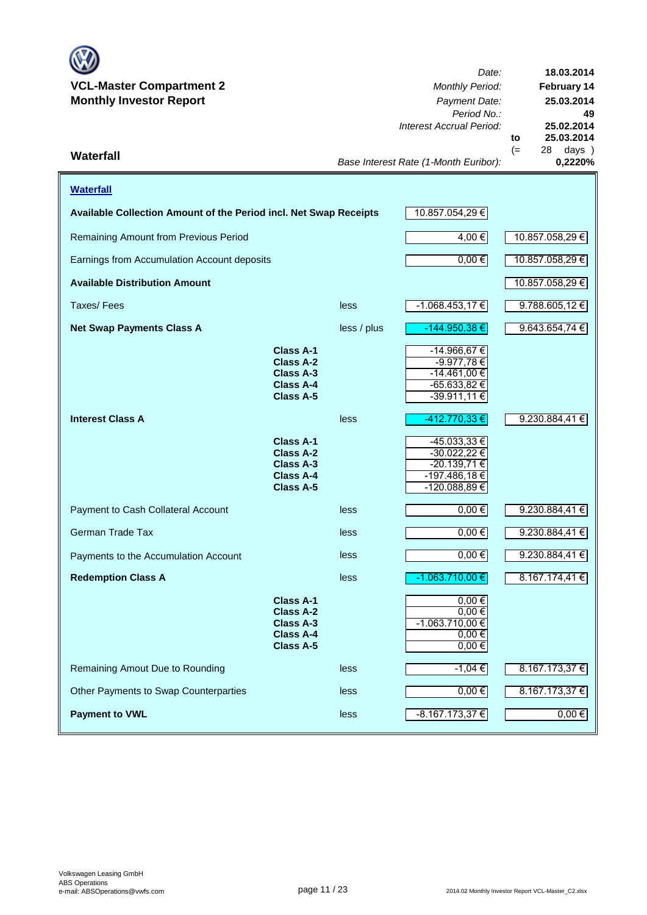**VCL-Master Compartment 2**
**Monthly Investor Report**

| | |
|---|---|
| *Date:* | **18.03.2014** |
| *Monthly Period:* | **February 14** |
| *Payment Date:* | **25.03.2014** |
| *Period No.:* | **49** |
| *Interest Accrual Period:* | **25.02.2014** |
| to | **25.03.2014** |
| (= | 28 days ) |
| *Base Interest Rate (1-Month Euribor):* | **0,2220%** |

## Waterfall

**Waterfall**

| | | | | |
|---|---|---|---|---|
| **Available Collection Amount of the Period incl. Net Swap Receipts** | | | 10.857.054,29 € | |
| Remaining Amount from Previous Period | | | 4,00 € | 10.857.058,29 € |
| Earnings from Accumulation Account deposits | | | 0,00 € | 10.857.058,29 € |
| **Available Distribution Amount** | | | | 10.857.058,29 € |
| Taxes/ Fees | | less | -1.068.453,17 € | 9.788.605,12 € |
| **Net Swap Payments Class A** | | less / plus | -144.950,38 € | 9.643.654,74 € |
| | **Class A-1** | | -14.966,67 € | |
| | **Class A-2** | | -9.977,78 € | |
| | **Class A-3** | | -14.461,00 € | |
| | **Class A-4** | | -65.633,82 € | |
| | **Class A-5** | | -39.911,11 € | |
| **Interest Class A** | | less | -412.770,33 € | 9.230.884,41 € |
| | **Class A-1** | | -45.033,33 € | |
| | **Class A-2** | | -30.022,22 € | |
| | **Class A-3** | | -20.139,71 € | |
| | **Class A-4** | | -197.486,18 € | |
| | **Class A-5** | | -120.088,89 € | |
| Payment to Cash Collateral Account | | less | 0,00 € | 9.230.884,41 € |
| German Trade Tax | | less | 0,00 € | 9.230.884,41 € |
| Payments to the Accumulation Account | | less | 0,00 € | 9.230.884,41 € |
| **Redemption Class A** | | less | -1.063.710,00 € | 8.167.174,41 € |
| | **Class A-1** | | 0,00 € | |
| | **Class A-2** | | 0,00 € | |
| | **Class A-3** | | -1.063.710,00 € | |
| | **Class A-4** | | 0,00 € | |
| | **Class A-5** | | 0,00 € | |
| Remaining Amout Due to Rounding | | less | -1,04 € | 8.167.173,37 € |
| Other Payments to Swap Counterparties | | less | 0,00 € | 8.167.173,37 € |
| **Payment to VWL** | | less | -8.167.173,37 € | 0,00 € |

Volkswagen Leasing GmbH
ABS Operations
e-mail: ABSOperations@vwfs.com

2014.02 Monthly Investor Report VCL-Master_C2.xlsx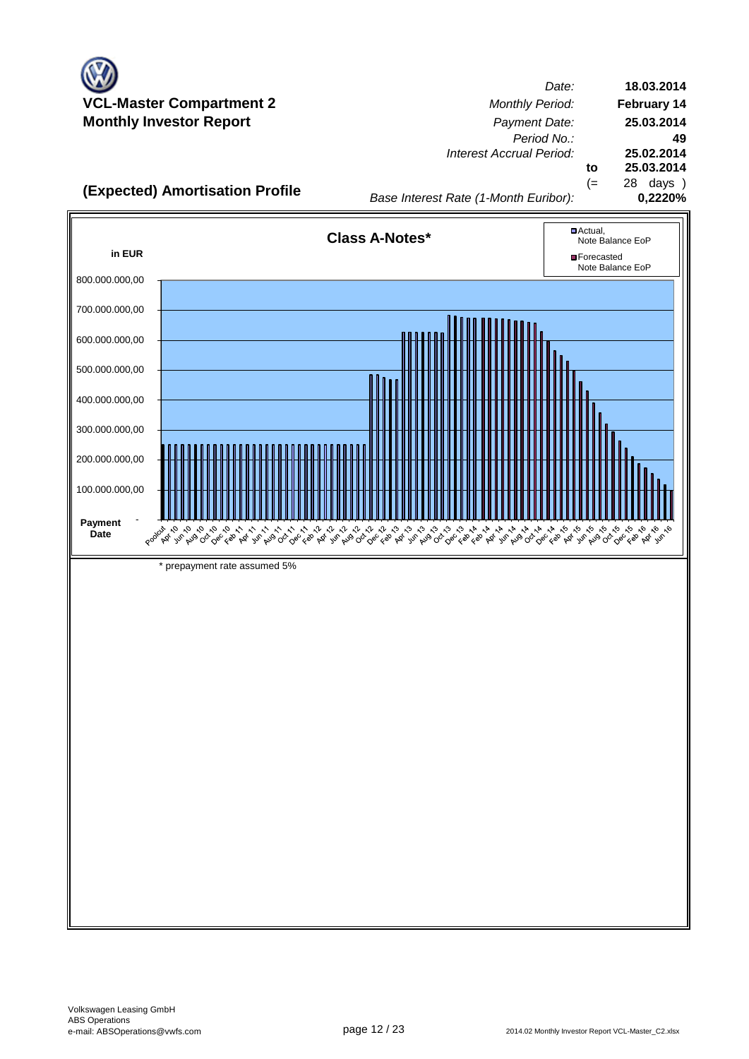# VCL-Master Compartment 2
# Monthly Investor Report

| | | |
|---|---|---|
| *Date:* | | **18.03.2014** |
| *Monthly Period:* | | **February 14** |
| *Payment Date:* | | **25.03.2014** |
| *Period No.:* | | **49** |
| *Interest Accrual Period:* | | **25.02.2014** |
| | **to** | **25.03.2014** |
| | (= | 28 days ) |
| *Base Interest Rate (1-Month Euribor):* | | **0,2220%** |

## (Expected) Amortisation Profile

**Class A-Notes***

in EUR

Legend: Actual, Note Balance EoP; Forecasted Note Balance EoP

Y-axis: 800.000.000,00; 700.000.000,00; 600.000.000,00; 500.000.000,00; 400.000.000,00; 300.000.000,00; 200.000.000,00; 100.000.000,00; -

**Payment Date**: Poolcut, Apr 10, Jun 10, Aug 10, Oct 10, Dec 10, Feb 11, Apr 11, Jun 11, Aug 11, Oct 11, Dec 11, Feb 12, Apr 12, Jun 12, Aug 12, Oct 12, Dec 12, Feb 13, Apr 13, Jun 13, Aug 13, Oct 13, Dec 13, Feb 14, Apr 14, Jun 14, Aug 14, Oct 14, Dec 14, Feb 15, Apr 15, Jun 15, Aug 15, Oct 15, Dec 15, Feb 16, Apr 16, Jun 16

\* prepayment rate assumed 5%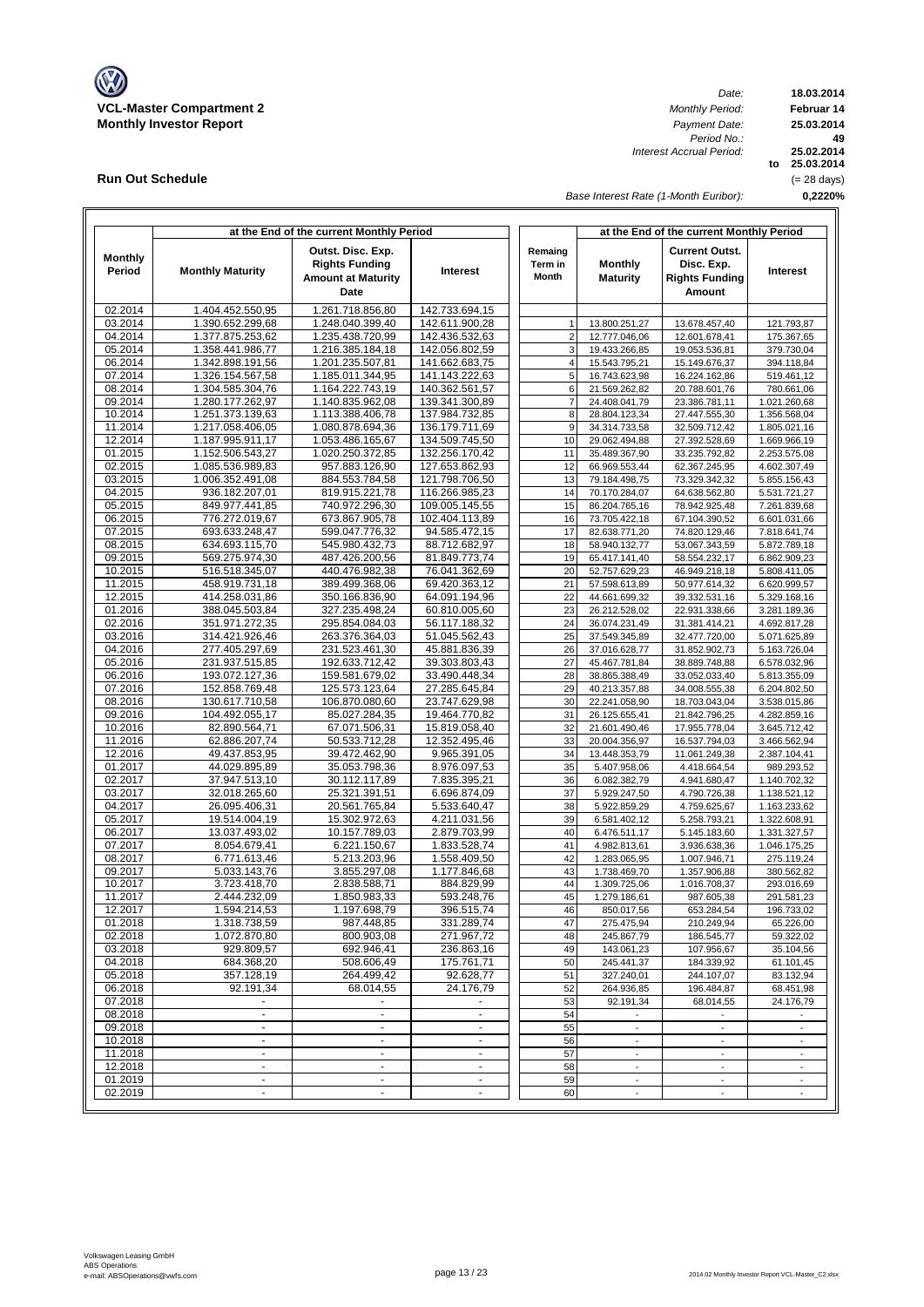**VCL-Master Compartment 2**
**Monthly Investor Report**

| | |
|---|---|
| *Date:* | **18.03.2014** |
| *Monthly Period:* | **Februar 14** |
| *Payment Date:* | **25.03.2014** |
| *Period No.:* | **49** |
| *Interest Accrual Period:* | **25.02.2014 to 25.03.2014** |
| | (= 28 days) |
| *Base Interest Rate (1-Month Euribor):* | **0,2220%** |

## Run Out Schedule

| at the End of the current Monthly Period | | | | | at the End of the current Monthly Period | | |
|---|---|---|---|---|---|---|---|
| **Monthly Period** | **Monthly Maturity** | **Outst. Disc. Exp. Rights Funding Amount at Maturity Date** | **Interest** | **Remaing Term in Month** | **Monthly Maturity** | **Current Outst. Disc. Exp. Rights Funding Amount** | **Interest** |
| 02.2014 | 1.404.452.550,95 | 1.261.718.856,80 | 142.733.694,15 | | | | |
| 03.2014 | 1.390.652.299,68 | 1.248.040.399,40 | 142.611.900,28 | 1 | 13.800.251,27 | 13.678.457,40 | 121.793,87 |
| 04.2014 | 1.377.875.253,62 | 1.235.438.720,99 | 142.436.532,63 | 2 | 12.777.046,06 | 12.601.678,41 | 175.367,65 |
| 05.2014 | 1.358.441.986,77 | 1.216.385.184,18 | 142.056.802,59 | 3 | 19.433.266,85 | 19.053.536,81 | 379.730,04 |
| 06.2014 | 1.342.898.191,56 | 1.201.235.507,81 | 141.662.683,75 | 4 | 15.543.795,21 | 15.149.676,37 | 394.118,84 |
| 07.2014 | 1.326.154.567,58 | 1.185.011.344,95 | 141.143.222,63 | 5 | 16.743.623,98 | 16.224.162,86 | 519.461,12 |
| 08.2014 | 1.304.585.304,76 | 1.164.222.743,19 | 140.362.561,57 | 6 | 21.569.262,82 | 20.788.601,76 | 780.661,06 |
| 09.2014 | 1.280.177.262,97 | 1.140.835.962,08 | 139.341.300,89 | 7 | 24.408.041,79 | 23.386.781,11 | 1.021.260,68 |
| 10.2014 | 1.251.373.139,63 | 1.113.388.406,78 | 137.984.732,85 | 8 | 28.804.123,34 | 27.447.555,30 | 1.356.568,04 |
| 11.2014 | 1.217.058.406,05 | 1.080.878.694,36 | 136.179.711,69 | 9 | 34.314.733,58 | 32.509.712,42 | 1.805.021,16 |
| 12.2014 | 1.187.995.911,17 | 1.053.486.165,67 | 134.509.745,50 | 10 | 29.062.494,88 | 27.392.528,69 | 1.669.966,19 |
| 01.2015 | 1.152.506.543,27 | 1.020.250.372,85 | 132.256.170,42 | 11 | 35.489.367,90 | 33.235.792,82 | 2.253.575,08 |
| 02.2015 | 1.085.536.989,83 | 957.883.126,90 | 127.653.862,93 | 12 | 66.969.553,44 | 62.367.245,95 | 4.602.307,49 |
| 03.2015 | 1.006.352.491,08 | 884.553.784,58 | 121.798.706,50 | 13 | 79.184.498,75 | 73.329.342,32 | 5.855.156,43 |
| 04.2015 | 936.182.207,01 | 819.915.221,78 | 116.266.985,23 | 14 | 70.170.284,07 | 64.638.562,80 | 5.531.721,27 |
| 05.2015 | 849.977.441,85 | 740.972.296,30 | 109.005.145,55 | 15 | 86.204.765,16 | 78.942.925,48 | 7.261.839,68 |
| 06.2015 | 776.272.019,67 | 673.867.905,78 | 102.404.113,89 | 16 | 73.705.422,18 | 67.104.390,52 | 6.601.031,66 |
| 07.2015 | 693.633.248,47 | 599.047.776,32 | 94.585.472,15 | 17 | 82.638.771,20 | 74.820.129,46 | 7.818.641,74 |
| 08.2015 | 634.693.115,70 | 545.980.432,73 | 88.712.682,97 | 18 | 58.940.132,77 | 53.067.343,59 | 5.872.789,18 |
| 09.2015 | 569.275.974,30 | 487.426.200,56 | 81.849.773,74 | 19 | 65.417.141,40 | 58.554.232,17 | 6.862.909,23 |
| 10.2015 | 516.518.345,07 | 440.476.982,38 | 76.041.362,69 | 20 | 52.757.629,23 | 46.949.218,18 | 5.808.411,05 |
| 11.2015 | 458.919.731,18 | 389.499.368,06 | 69.420.363,12 | 21 | 57.598.613,89 | 50.977.614,32 | 6.620.999,57 |
| 12.2015 | 414.258.031,86 | 350.166.836,90 | 64.091.194,96 | 22 | 44.661.699,32 | 39.332.531,16 | 5.329.168,16 |
| 01.2016 | 388.045.503,84 | 327.235.498,24 | 60.810.005,60 | 23 | 26.212.528,02 | 22.931.338,66 | 3.281.189,36 |
| 02.2016 | 351.971.272,35 | 295.854.084,03 | 56.117.188,32 | 24 | 36.074.231,49 | 31.381.414,21 | 4.692.817,28 |
| 03.2016 | 314.421.926,46 | 263.376.364,03 | 51.045.562,43 | 25 | 37.549.345,89 | 32.477.720,00 | 5.071.625,89 |
| 04.2016 | 277.405.297,69 | 231.523.461,30 | 45.881.836,39 | 26 | 37.016.628,77 | 31.852.902,73 | 5.163.726,04 |
| 05.2016 | 231.937.515,85 | 192.633.712,42 | 39.303.803,43 | 27 | 45.467.781,84 | 38.889.748,88 | 6.578.032,96 |
| 06.2016 | 193.072.127,36 | 159.581.679,02 | 33.490.448,34 | 28 | 38.865.388,49 | 33.052.033,40 | 5.813.355,09 |
| 07.2016 | 152.858.769,48 | 125.573.123,64 | 27.285.645,84 | 29 | 40.213.357,88 | 34.008.555,38 | 6.204.802,50 |
| 08.2016 | 130.617.710,58 | 106.870.080,60 | 23.747.629,98 | 30 | 22.241.058,90 | 18.703.043,04 | 3.538.015,86 |
| 09.2016 | 104.492.055,17 | 85.027.284,35 | 19.464.770,82 | 31 | 26.125.655,41 | 21.842.796,25 | 4.282.859,16 |
| 10.2016 | 82.890.564,71 | 67.071.506,31 | 15.819.058,40 | 32 | 21.601.490,46 | 17.955.778,04 | 3.645.712,42 |
| 11.2016 | 62.886.207,74 | 50.533.712,28 | 12.352.495,46 | 33 | 20.004.356,97 | 16.537.794,03 | 3.466.562,94 |
| 12.2016 | 49.437.853,95 | 39.472.462,90 | 9.965.391,05 | 34 | 13.448.353,79 | 11.061.249,38 | 2.387.104,41 |
| 01.2017 | 44.029.895,89 | 35.053.798,36 | 8.976.097,53 | 35 | 5.407.958,06 | 4.418.664,54 | 989.293,52 |
| 02.2017 | 37.947.513,10 | 30.112.117,89 | 7.835.395,21 | 36 | 6.082.382,79 | 4.941.680,47 | 1.140.702,32 |
| 03.2017 | 32.018.265,60 | 25.321.391,51 | 6.696.874,09 | 37 | 5.929.247,50 | 4.790.726,38 | 1.138.521,12 |
| 04.2017 | 26.095.406,31 | 20.561.765,84 | 5.533.640,47 | 38 | 5.922.859,29 | 4.759.625,67 | 1.163.233,62 |
| 05.2017 | 19.514.004,19 | 15.302.972,63 | 4.211.031,56 | 39 | 6.581.402,12 | 5.258.793,21 | 1.322.608,91 |
| 06.2017 | 13.037.493,02 | 10.157.789,03 | 2.879.703,99 | 40 | 6.476.511,17 | 5.145.183,60 | 1.331.327,57 |
| 07.2017 | 8.054.679,41 | 6.221.150,67 | 1.833.528,74 | 41 | 4.982.813,61 | 3.936.638,36 | 1.046.175,25 |
| 08.2017 | 6.771.613,46 | 5.213.203,96 | 1.558.409,50 | 42 | 1.283.065,95 | 1.007.946,71 | 275.119,24 |
| 09.2017 | 5.033.143,76 | 3.855.297,08 | 1.177.846,68 | 43 | 1.738.469,70 | 1.357.906,88 | 380.562,82 |
| 10.2017 | 3.723.418,70 | 2.838.588,71 | 884.829,99 | 44 | 1.309.725,06 | 1.016.708,37 | 293.016,69 |
| 11.2017 | 2.444.232,09 | 1.850.983,33 | 593.248,76 | 45 | 1.279.186,61 | 987.605,38 | 291.581,23 |
| 12.2017 | 1.594.214,53 | 1.197.698,79 | 396.515,74 | 46 | 850.017,56 | 653.284,54 | 196.733,02 |
| 01.2018 | 1.318.738,59 | 987.448,85 | 331.289,74 | 47 | 275.475,94 | 210.249,94 | 65.226,00 |
| 02.2018 | 1.072.870,80 | 800.903,08 | 271.967,72 | 48 | 245.867,79 | 186.545,77 | 59.322,02 |
| 03.2018 | 929.809,57 | 692.946,41 | 236.863,16 | 49 | 143.061,23 | 107.956,67 | 35.104,56 |
| 04.2018 | 684.368,20 | 508.606,49 | 175.761,71 | 50 | 245.441,37 | 184.339,92 | 61.101,45 |
| 05.2018 | 357.128,19 | 264.499,42 | 92.628,77 | 51 | 327.240,01 | 244.107,07 | 83.132,94 |
| 06.2018 | 92.191,34 | 68.014,55 | 24.176,79 | 52 | 264.936,85 | 196.484,87 | 68.451,98 |
| 07.2018 | - | - | - | 53 | 92.191,34 | 68.014,55 | 24.176,79 |
| 08.2018 | - | - | - | 54 | - | - | - |
| 09.2018 | - | - | - | 55 | - | - | - |
| 10.2018 | - | - | - | 56 | - | - | - |
| 11.2018 | - | - | - | 57 | - | - | - |
| 12.2018 | - | - | - | 58 | - | - | - |
| 01.2019 | - | - | - | 59 | - | - | - |
| 02.2019 | - | - | - | 60 | - | - | - |

Volkswagen Leasing GmbH
ABS Operations
e-mail: ABSOperations@vwfs.com

2014.02 Monthly Investor Report VCL-Master_C2.xlsx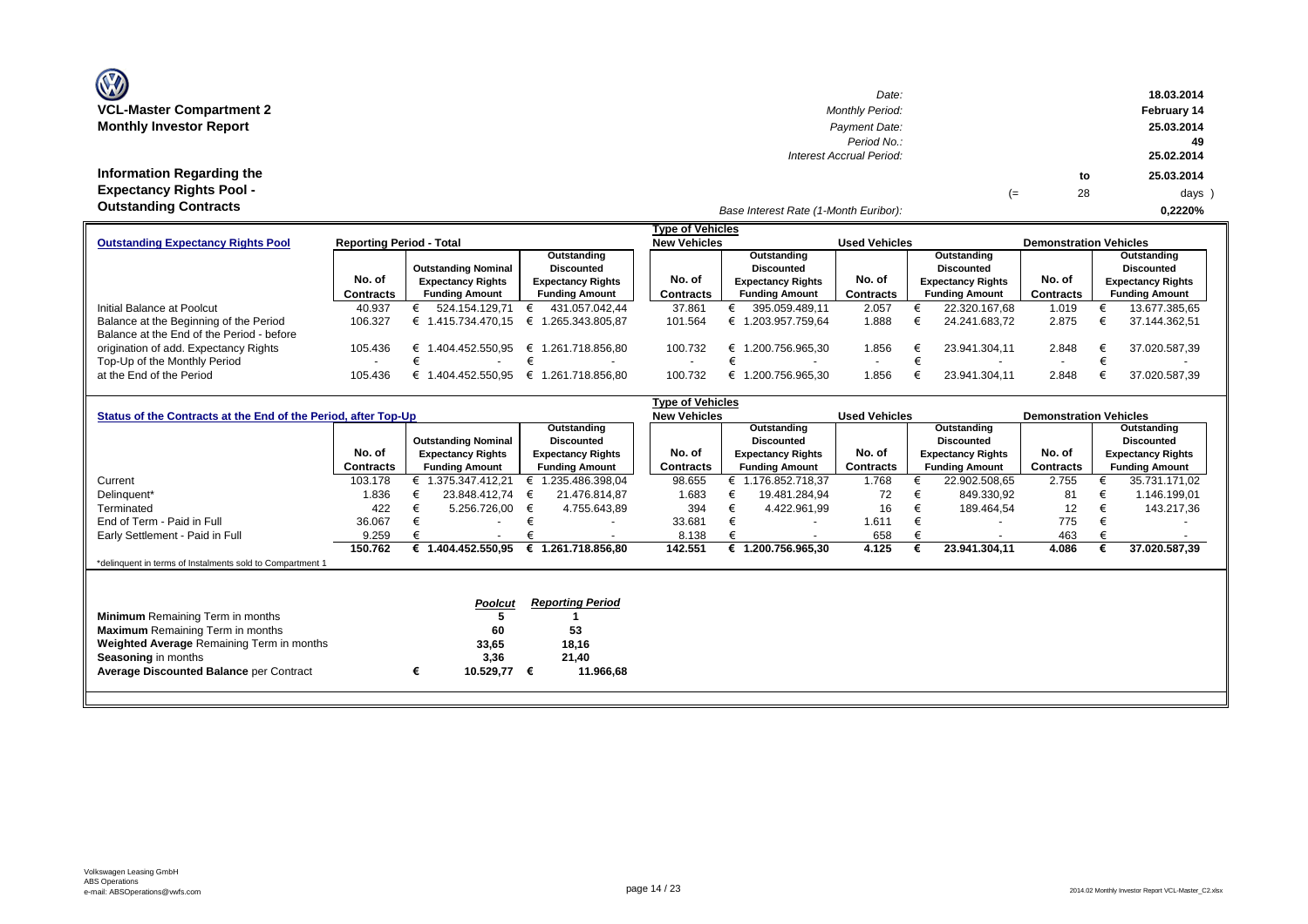# VCL-Master Compartment 2
## Monthly Investor Report

| | |
|---|---|
| *Date:* | 18.03.2014 |
| *Monthly Period:* | February 14 |
| *Payment Date:* | 25.03.2014 |
| *Period No.:* | 49 |
| *Interest Accrual Period:* | 25.02.2014 to 25.03.2014 (= 28 days ) |
| *Base Interest Rate (1-Month Euribor):* | 0,2220% |

## Information Regarding the Expectancy Rights Pool - Outstanding Contracts

| Outstanding Expectancy Rights Pool | Reporting Period - Total | | | Type of Vehicles: New Vehicles | | Used Vehicles | | Demonstration Vehicles | |
|---|---|---|---|---|---|---|---|---|---|
| | No. of Contracts | Outstanding Nominal Expectancy Rights Funding Amount | Outstanding Discounted Expectancy Rights Funding Amount | No. of Contracts | Outstanding Discounted Expectancy Rights Funding Amount | No. of Contracts | Outstanding Discounted Expectancy Rights Funding Amount | No. of Contracts | Outstanding Discounted Expectancy Rights Funding Amount |
| Initial Balance at Poolcut | 40.937 | € 524.154.129,71 | € 431.057.042,44 | 37.861 | € 395.059.489,11 | 2.057 | € 22.320.167,68 | 1.019 | € 13.677.385,65 |
| Balance at the Beginning of the Period | 106.327 | € 1.415.734.470,15 | € 1.265.343.805,87 | 101.564 | € 1.203.957.759,64 | 1.888 | € 24.241.683,72 | 2.875 | € 37.144.362,51 |
| Balance at the End of the Period - before origination of add. Expectancy Rights | 105.436 | € 1.404.452.550,95 | € 1.261.718.856,80 | 100.732 | € 1.200.756.965,30 | 1.856 | € 23.941.304,11 | 2.848 | € 37.020.587,39 |
| Top-Up of the Monthly Period | - | € - | € - | - | € - | - | € - | - | € - |
| at the End of the Period | 105.436 | € 1.404.452.550,95 | € 1.261.718.856,80 | 100.732 | € 1.200.756.965,30 | 1.856 | € 23.941.304,11 | 2.848 | € 37.020.587,39 |

| Status of the Contracts at the End of the Period, after Top-Up | | | | Type of Vehicles: New Vehicles | | Used Vehicles | | Demonstration Vehicles | |
|---|---|---|---|---|---|---|---|---|---|
| | No. of Contracts | Outstanding Nominal Expectancy Rights Funding Amount | Outstanding Discounted Expectancy Rights Funding Amount | No. of Contracts | Outstanding Discounted Expectancy Rights Funding Amount | No. of Contracts | Outstanding Discounted Expectancy Rights Funding Amount | No. of Contracts | Outstanding Discounted Expectancy Rights Funding Amount |
| Current | 103.178 | € 1.375.347.412,21 | € 1.235.486.398,04 | 98.655 | € 1.176.852.718,37 | 1.768 | € 22.902.508,65 | 2.755 | € 35.731.171,02 |
| Delinquent* | 1.836 | € 23.848.412,74 | € 21.476.814,87 | 1.683 | € 19.481.284,94 | 72 | € 849.330,92 | 81 | € 1.146.199,01 |
| Terminated | 422 | € 5.256.726,00 | € 4.755.643,89 | 394 | € 4.422.961,99 | 16 | € 189.464,54 | 12 | € 143.217,36 |
| End of Term - Paid in Full | 36.067 | € - | € - | 33.681 | € - | 1.611 | € - | 775 | € - |
| Early Settlement - Paid in Full | 9.259 | € - | € - | 8.138 | € - | 658 | € - | 463 | € - |
| | **150.762** | **€ 1.404.452.550,95** | **€ 1.261.718.856,80** | **142.551** | **€ 1.200.756.965,30** | **4.125** | **€ 23.941.304,11** | **4.086** | **€ 37.020.587,39** |

*delinquent in terms of Instalments sold to Compartment 1

| | *Poolcut* | *Reporting Period* |
|---|---|---|
| **Minimum** Remaining Term in months | 5 | 1 |
| **Maximum** Remaining Term in months | 60 | 53 |
| **Weighted Average** Remaining Term in months | 33,65 | 18,16 |
| **Seasoning** in months | 3,36 | 21,40 |
| **Average Discounted Balance** per Contract | € 10.529,77 | € 11.966,68 |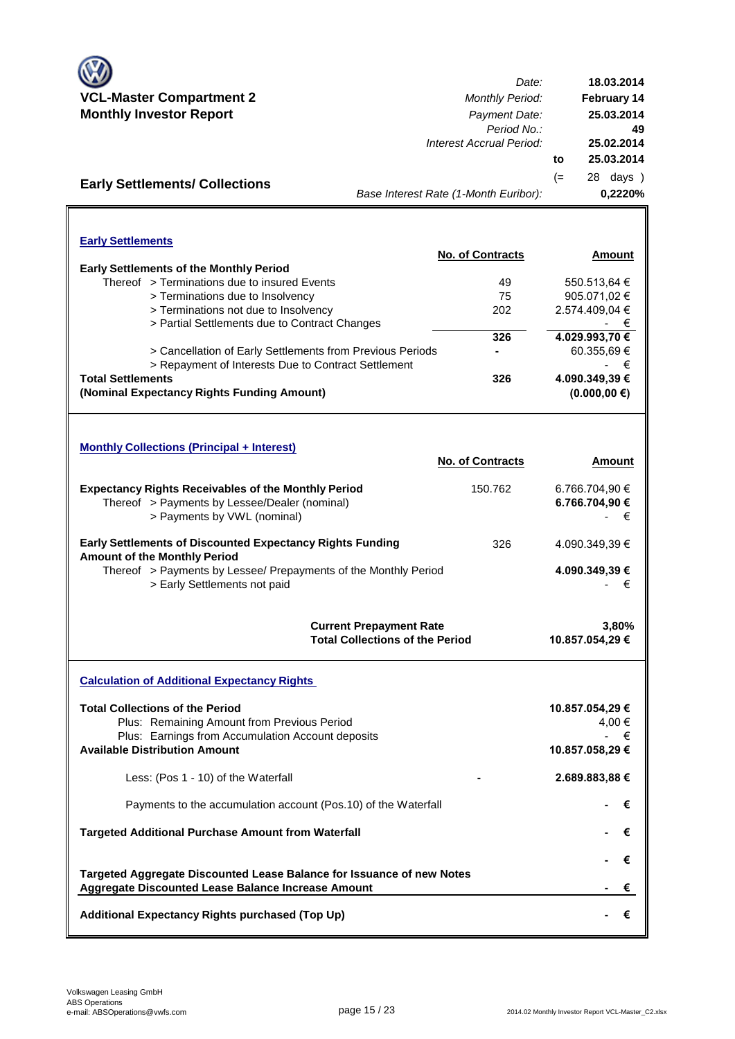# VCL-Master Compartment 2
## Monthly Investor Report

| | |
|---|---|
| *Date:* | **18.03.2014** |
| *Monthly Period:* | **February 14** |
| *Payment Date:* | **25.03.2014** |
| *Period No.:* | **49** |
| *Interest Accrual Period:* | **25.02.2014** |
| **to** | **25.03.2014** |
| (= | 28 days ) |
| *Base Interest Rate (1-Month Euribor):* | **0,2220%** |

## Early Settlements/ Collections

### Early Settlements

| | No. of Contracts | Amount |
|---|---|---|
| **Early Settlements of the Monthly Period** | | |
| Thereof > Terminations due to insured Events | 49 | 550.513,64 € |
| > Terminations due to Insolvency | 75 | 905.071,02 € |
| > Terminations not due to Insolvency | 202 | 2.574.409,04 € |
| > Partial Settlements due to Contract Changes | | - € |
| | **326** | **4.029.993,70 €** |
| > Cancellation of Early Settlements from Previous Periods | **-** | 60.355,69 € |
| > Repayment of Interests Due to Contract Settlement | | - € |
| **Total Settlements** | **326** | **4.090.349,39 €** |
| **(Nominal Expectancy Rights Funding Amount)** | | **(0.000,00 €)** |

### Monthly Collections (Principal + Interest)

| | No. of Contracts | Amount |
|---|---|---|
| **Expectancy Rights Receivables of the Monthly Period** | 150.762 | 6.766.704,90 € |
| Thereof > Payments by Lessee/Dealer (nominal) | | **6.766.704,90 €** |
| > Payments by VWL (nominal) | | - € |
| **Early Settlements of Discounted Expectancy Rights Funding Amount of the Monthly Period** | 326 | 4.090.349,39 € |
| Thereof > Payments by Lessee/ Prepayments of the Monthly Period | | **4.090.349,39 €** |
| > Early Settlements not paid | | - € |
| **Current Prepayment Rate** | | **3,80%** |
| **Total Collections of the Period** | | **10.857.054,29 €** |

### Calculation of Additional Expectancy Rights

| | | |
|---|---|---|
| **Total Collections of the Period** | | **10.857.054,29 €** |
| Plus: Remaining Amount from Previous Period | | 4,00 € |
| Plus: Earnings from Accumulation Account deposits | | - € |
| **Available Distribution Amount** | | **10.857.058,29 €** |
| Less: (Pos 1 - 10) of the Waterfall | **-** | **2.689.883,88 €** |
| Payments to the accumulation account (Pos.10) of the Waterfall | | **- €** |
| **Targeted Additional Purchase Amount from Waterfall** | | **- €** |
| | | **- €** |
| **Targeted Aggregate Discounted Lease Balance for Issuance of new Notes** | | |
| **Aggregate Discounted Lease Balance Increase Amount** | | **- €** |
| **Additional Expectancy Rights purchased (Top Up)** | | **- €** |

Volkswagen Leasing GmbH
ABS Operations
e-mail: ABSOperations@vwfs.com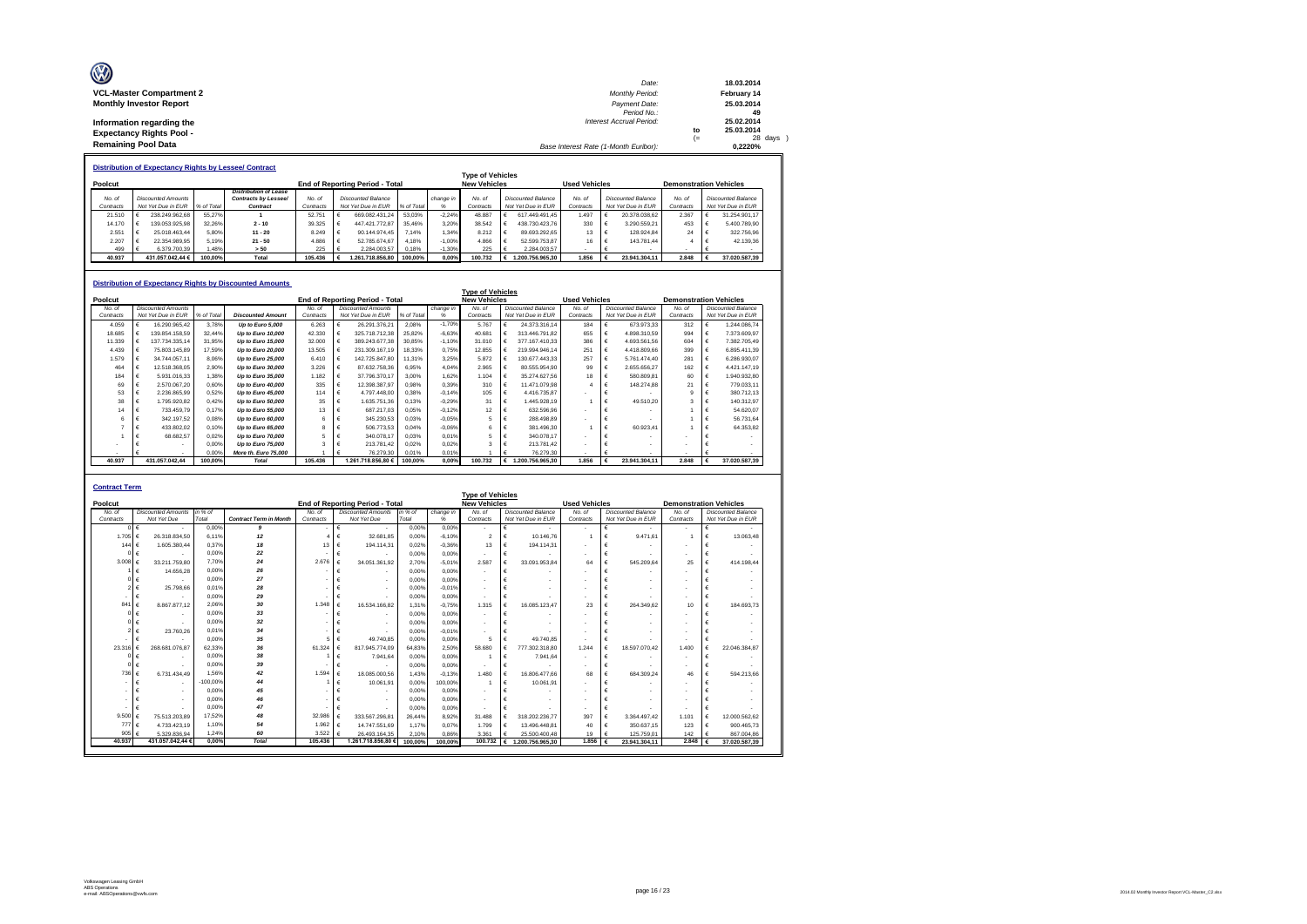**VCL-Master Compartment 2**
**Monthly Investor Report**

**Information regarding the Expectancy Rights Pool - Remaining Pool Data**

| | | | |
|---|---|---|---|
| *Date:* | | 18.03.2014 | |
| *Monthly Period:* | | February 14 | |
| *Payment Date:* | | 25.03.2014 | |
| *Period No.:* | | 49 | |
| *Interest Accrual Period:* | | 25.02.2014 | |
| | to | 25.03.2014 | |
| | (= | 28 | days ) |
| *Base Interest Rate (1-Month Euribor):* | | 0,2220% | |

### Distribution of Expectancy Rights by Lessee/ Contract

| Poolcut | | | | End of Reporting Period - Total | | | | New Vehicles | | Used Vehicles | | Demonstration Vehicles | |
|---|---|---|---|---|---|---|---|---|---|---|---|---|---|
| No. of Contracts | Discounted Amounts Not Yet Due in EUR | % of Total | Distribution of Lease Contracts by Lessee/ Contract | No. of Contracts | Discounted Balance Not Yet Due in EUR | % of Total | change in % | No. of Contracts | Discounted Balance Not Yet Due in EUR | No. of Contracts | Discounted Balance Not Yet Due in EUR | No. of Contracts | Discounted Balance Not Yet Due in EUR |
| 21.510 | € 238.249.962,68 | 55,27% | 1 | 52.751 | € 669.082.431,24 | 53,03% | -2,24% | 48.887 | € 617.449.491,45 | 1.497 | € 20.378.038,62 | 2.367 | € 31.254.901,17 |
| 14.170 | € 139.053.925,98 | 32,26% | 2 - 10 | 39.325 | € 447.421.772,87 | 35,46% | 3,20% | 38.542 | € 438.730.423,76 | 330 | € 3.290.559,21 | 453 | € 5.400.789,90 |
| 2.551 | € 25.018.463,44 | 5,80% | 11 - 20 | 8.249 | € 90.144.974,45 | 7,14% | 1,34% | 8.212 | € 89.693.292,65 | 13 | € 128.924,84 | 24 | € 322.756,96 |
| 2.207 | € 22.354.989,95 | 5,19% | 21 - 50 | 4.886 | € 52.785.674,67 | 4,18% | -1,00% | 4.866 | € 52.599.753,87 | 16 | € 143.781,44 | 4 | € 42.139,36 |
| 499 | € 6.379.700,39 | 1,48% | > 50 | 225 | € 2.284.003,57 | 0,18% | -1,30% | 225 | € 2.284.003,57 | - | € - | - | € - |
| 40.937 | 431.057.042,44 € | 100,00% | Total | 105.436 | € 1.261.718.856,80 | 100,00% | 0,00% | 100.732 | € 1.200.756.965,30 | 1.856 | € 23.941.304,11 | 2.848 | € 37.020.587,39 |

### Distribution of Expectancy Rights by Discounted Amounts

| Poolcut | | | | End of Reporting Period - Total | | | | New Vehicles | | Used Vehicles | | Demonstration Vehicles | |
|---|---|---|---|---|---|---|---|---|---|---|---|---|---|
| No. of Contracts | Discounted Amounts Not Yet Due in EUR | % of Total | Discounted Amount | No. of Contracts | Discounted Amounts Not Yet Due in EUR | % of Total | change in % | No. of Contracts | Discounted Balance Not Yet Due in EUR | No. of Contracts | Discounted Balance Not Yet Due in EUR | No. of Contracts | Discounted Balance Not Yet Due in EUR |
| 4.059 | € 16.290.965,42 | 3,78% | Up to Euro 5,000 | 6.263 | € 26.291.376,21 | 2,08% | -1,70% | 5.767 | € 24.373.316,14 | 184 | € 673.973,33 | 312 | € 1.244.086,74 |
| 18.685 | € 139.854.158,59 | 32,44% | Up to Euro 10,000 | 42.330 | € 325.718.712,38 | 25,82% | -6,63% | 40.681 | € 313.446.791,82 | 655 | € 4.898.310,59 | 994 | € 7.373.609,97 |
| 11.339 | € 137.734.335,14 | 31,95% | Up to Euro 15,000 | 32.000 | € 389.243.677,38 | 30,85% | -1,10% | 31.010 | € 377.167.410,33 | 386 | € 4.693.561,56 | 604 | € 7.382.705,49 |
| 4.439 | € 75.803.145,89 | 17,59% | Up to Euro 20,000 | 13.505 | € 231.309.167,19 | 18,33% | 0,75% | 12.855 | € 219.994.946,14 | 251 | € 4.418.809,66 | 399 | € 6.895.411,39 |
| 1.579 | € 34.744.057,11 | 8,06% | Up to Euro 25,000 | 6.410 | € 142.725.847,80 | 11,31% | 3,25% | 5.872 | € 130.677.443,33 | 257 | € 5.761.474,40 | 281 | € 6.286.930,07 |
| 464 | € 12.518.368,05 | 2,90% | Up to Euro 30,000 | 3.226 | € 87.632.758,36 | 6,95% | 4,04% | 2.965 | € 80.555.954,90 | 99 | € 2.655.656,27 | 162 | € 4.421.147,19 |
| 184 | € 5.931.016,33 | 1,38% | Up to Euro 35,000 | 1.182 | € 37.796.370,17 | 3,00% | 1,62% | 1.104 | € 35.274.627,56 | 18 | € 580.809,81 | 60 | € 1.940.932,80 |
| 69 | € 2.570.067,20 | 0,60% | Up to Euro 40,000 | 335 | € 12.398.387,97 | 0,98% | 0,39% | 310 | € 11.471.079,98 | 4 | € 148.274,88 | 21 | € 779.033,11 |
| 53 | € 2.236.865,99 | 0,52% | Up to Euro 45,000 | 114 | € 4.797.448,00 | 0,38% | -0,14% | 105 | € 4.416.735,87 | - | € - | 9 | € 380.712,13 |
| 38 | € 1.795.920,82 | 0,42% | Up to Euro 50,000 | 35 | € 1.635.751,36 | 0,13% | -0,29% | 31 | € 1.445.928,19 | 1 | € 49.510,20 | 3 | € 140.312,97 |
| 14 | € 733.459,79 | 0,17% | Up to Euro 55,000 | 13 | € 687.217,03 | 0,05% | -0,12% | 12 | € 632.596,96 | - | € - | 1 | € 54.620,07 |
| 6 | € 342.197,52 | 0,08% | Up to Euro 60,000 | 6 | € 345.230,53 | 0,03% | -0,05% | 5 | € 288.498,89 | - | € - | 1 | € 56.731,64 |
| 7 | € 433.802,02 | 0,10% | Up to Euro 65,000 | 8 | € 506.773,53 | 0,04% | -0,06% | 6 | € 381.496,30 | 1 | € 60.923,41 | 1 | € 64.353,82 |
| 1 | € 68.682,57 | 0,02% | Up to Euro 70,000 | 5 | € 340.078,17 | 0,03% | 0,01% | 5 | € 340.078,17 | - | € - | - | € - |
| - | € - | 0,00% | Up to Euro 75,000 | 3 | € 213.781,42 | 0,02% | 0,02% | 3 | € 213.781,42 | - | € - | - | € - |
| - | € - | 0,00% | More th. Euro 75,000 | 1 | € 76.279,30 | 0,01% | 0,01% | 1 | € 76.279,30 | - | € - | - | € - |
| 40.937 | 431.057.042,44 | 100,00% | Total | 105.436 | 1.261.718.856,80 € | 100,00% | 0,00% | 100.732 | € 1.200.756.965,30 | 1.856 | € 23.941.304,11 | 2.848 | € 37.020.587,39 |

### Contract Term

| Poolcut | | | | End of Reporting Period - Total | | | | New Vehicles | | Used Vehicles | | Demonstration Vehicles | |
|---|---|---|---|---|---|---|---|---|---|---|---|---|---|
| No. of Contracts | Discounted Amounts Not Yet Due | in % of Total | Contract Term in Month | No. of Contracts | Discounted Amounts Not Yet Due | in % of Total | change in % | No. of Contracts | Discounted Balance Not Yet Due in EUR | No. of Contracts | Discounted Balance Not Yet Due in EUR | No. of Contracts | Discounted Balance Not Yet Due in EUR |
| 0 | € - | 0,00% | 9 | - | € - | 0,00% | 0,00% | - | € - | - | € - | - | € - |
| 1.705 | € 26.318.834,50 | 6,11% | 12 | 4 | € 32.681,85 | 0,00% | -6,10% | 2 | € 10.146,76 | 1 | € 9.471,61 | 1 | € 13.063,48 |
| 144 | € 1.605.380,44 | 0,37% | 18 | 13 | € 194.114,31 | 0,02% | -0,36% | 13 | € 194.114,31 | - | € - | - | € - |
| 0 | € - | 0,00% | 22 | - | € - | 0,00% | 0,00% | - | € - | - | € - | - | € - |
| 3.008 | € 33.211.759,80 | 7,70% | 24 | 2.676 | € 34.051.361,92 | 2,70% | -5,01% | 2.587 | € 33.091.953,84 | 64 | € 545.209,64 | 25 | € 414.198,44 |
| 1 | € 14.656,28 | 0,00% | 26 | - | € - | 0,00% | 0,00% | - | € - | - | € - | - | € - |
| 0 | € - | 0,00% | 27 | - | € - | 0,00% | 0,00% | - | € - | - | € - | - | € - |
| 2 | € 25.798,66 | 0,01% | 28 | - | € - | 0,00% | -0,01% | - | € - | - | € - | - | € - |
| - | € - | 0,00% | 29 | - | € - | 0,00% | 0,00% | - | € - | - | € - | - | € - |
| 841 | € 8.867.877,12 | 2,06% | 30 | 1.348 | € 16.534.166,82 | 1,31% | -0,75% | 1.315 | € 16.085.123,47 | 23 | € 264.349,62 | 10 | € 184.693,73 |
| 0 | € - | 0,00% | 33 | - | € - | 0,00% | 0,00% | - | € - | - | € - | - | € - |
| 0 | € - | 0,00% | 32 | - | € - | 0,00% | 0,00% | - | € - | - | € - | - | € - |
| 2 | € 23.760,26 | 0,01% | 34 | - | € - | 0,00% | -0,01% | - | € - | - | € - | - | € - |
| - | € - | 0,00% | 35 | 5 | € 49.740,85 | 0,00% | 0,00% | 5 | € 49.740,85 | - | € - | - | € - |
| 23.316 | € 268.681.076,87 | 62,33% | 36 | 61.324 | € 817.945.774,09 | 64,83% | 2,50% | 58.680 | € 777.302.318,80 | 1.244 | € 18.597.070,42 | 1.400 | € 22.046.384,87 |
| 0 | € - | 0,00% | 38 | 1 | € 7.941,64 | 0,00% | 0,00% | 1 | € 7.941,64 | - | € - | - | € - |
| 0 | € - | 0,00% | 39 | - | € - | 0,00% | 0,00% | - | € - | - | € - | - | € - |
| 736 | € 6.731.434,49 | 1,56% | 42 | 1.594 | € 18.085.000,56 | 1,43% | -0,13% | 1.480 | € 16.806.477,66 | 68 | € 684.309,24 | 46 | € 594.213,66 |
| - | € - | -100,00% | 44 | 1 | € 10.061,91 | 0,00% | 100,00% | 1 | € 10.061,91 | - | € - | - | € - |
| - | € - | 0,00% | 45 | - | € - | 0,00% | 0,00% | - | € - | - | € - | - | € - |
| - | € - | 0,00% | 46 | - | € - | 0,00% | 0,00% | - | € - | - | € - | - | € - |
| - | € - | 0,00% | 47 | - | € - | 0,00% | 0,00% | - | € - | - | € - | - | € - |
| 9.500 | € 75.513.203,89 | 17,52% | 48 | 32.986 | € 333.567.296,81 | 26,44% | 8,92% | 31.488 | € 318.202.236,77 | 397 | € 3.364.497,42 | 1.101 | € 12.000.562,62 |
| 777 | € 4.733.423,19 | 1,10% | 54 | 1.962 | € 14.747.551,69 | 1,17% | 0,07% | 1.799 | € 13.496.448,81 | 40 | € 350.637,15 | 123 | € 900.465,73 |
| 905 | € 5.329.836,94 | 1,24% | 60 | 3.522 | € 26.493.164,35 | 2,10% | 0,86% | 3.361 | € 25.500.400,48 | 19 | € 125.759,01 | 142 | € 867.004,86 |
| 40.937 | 431.057.042,44 € | 0,00% | Total | 105.436 | 1.261.718.856,80 € | 100,00% | 100,00% | 100.732 | € 1.200.756.965,30 | 1.856 | € 23.941.304,11 | 2.848 | € 37.020.587,39 |

Volkswagen Leasing GmbH
ABS Operations
e-mail: ABSOperations@vwfs.com

2014.02 Monthly Investor Report VCL-Master_C2.xlsx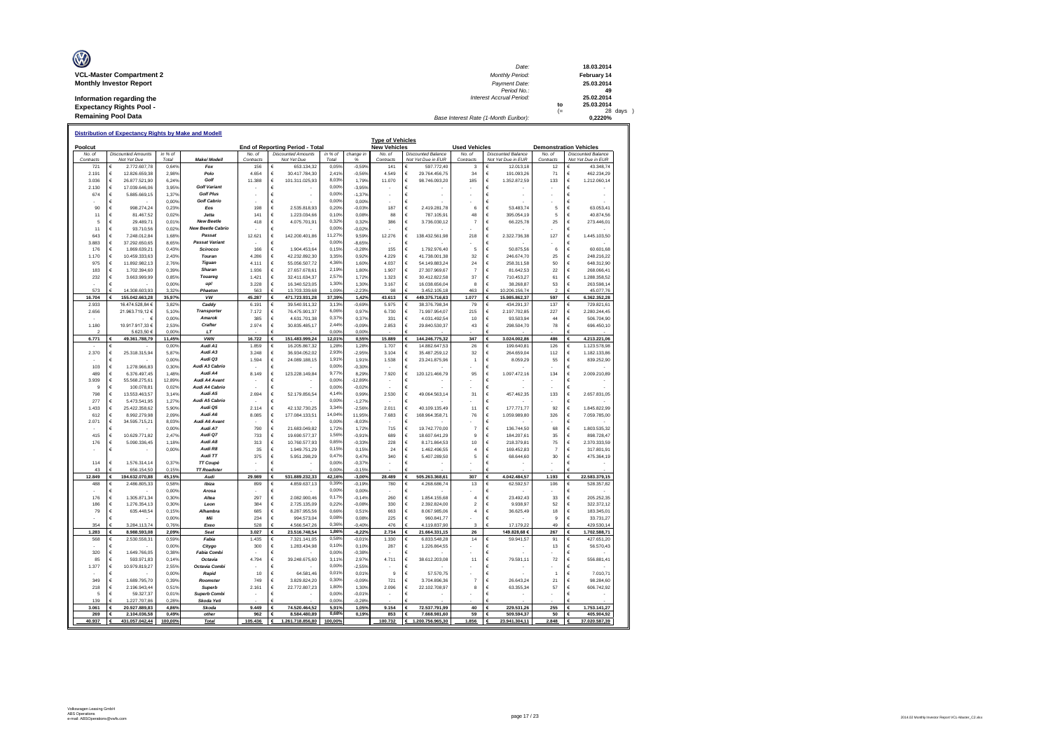**VCL-Master Compartment 2**
**Monthly Investor Report**

**Information regarding the Expectancy Rights Pool - Remaining Pool Data**

| | | |
|---|---|---|
| Date: | | 18.03.2014 |
| Monthly Period: | | February 14 |
| Payment Date: | | 25.03.2014 |
| Period No.: | | 49 |
| Interest Accrual Period: | | 25.02.2014 |
| | to | 25.03.2014 |
| | (= | 28 days ) |
| Base Interest Rate (1-Month Euribor): | | 0,2220% |

**Distribution of Expectancy Rights by Make and Modell**

| Poolcut | | | | End of Reporting Period - Total | | | | Type of Vehicles New Vehicles | | Used Vehicles | | Demonstration Vehicles | |
|---|---|---|---|---|---|---|---|---|---|---|---|---|---|
| No. of Contracts | Discounted Amounts Not Yet Due | in % of Total | Make/ Modell | No. of Contracts | Discounted Amounts Not Yet Due | in % of Total | change in % | No. of Contracts | Discounted Balance Not Yet Due in EUR | No. of Contracts | Discounted Balance Not Yet Due in EUR | No. of Contracts | Discounted Balance Not Yet Due in EUR |
| 721 | € 2.772.607,78 | 0,64% | Fox | 156 | € 653.134,32 | 0,05% | -0,59% | 141 | € 597.772,40 | 3 | € 12.013,18 | 12 | € 43.348,74 |
| 2.191 | € 12.826.659,38 | 2,98% | Polo | 4.654 | € 30.417.784,30 | 2,41% | -0,56% | 4.549 | € 29.764.456,75 | 34 | € 191.093,26 | 71 | € 462.234,29 |
| 3.036 | € 26.877.521,90 | 6,24% | Golf | 11.388 | € 101.311.025,93 | 8,03% | 1,79% | 11.070 | € 98.746.093,20 | 185 | € 1.352.872,59 | 133 | € 1.212.060,14 |
| 2.130 | € 17.039.646,06 | 3,95% | Golf Variant | - | € - | 0,00% | -3,95% | - | € - | - | € - | - | € - |
| 674 | € 5.885.669,15 | 1,37% | Golf Plus | - | € - | 0,00% | -1,37% | - | € - | - | € - | - | € - |
| - | € - | 0,00% | Golf Cabrio | - | € - | 0,00% | 0,00% | - | € - | - | € - | - | € - |
| 90 | € 998.274,24 | 0,23% | Eos | 198 | € 2.535.818,93 | 0,20% | -0,03% | 187 | € 2.419.281,78 | 6 | € 53.483,74 | 5 | € 63.053,41 |
| 11 | € 81.467,52 | 0,02% | Jetta | 141 | € 1.223.034,66 | 0,10% | 0,08% | 88 | € 787.105,91 | 48 | € 395.054,19 | 5 | € 40.874,56 |
| 5 | € 29.489,71 | 0,01% | New Beetle | 418 | € 4.075.701,91 | 0,32% | 0,32% | 386 | € 3.736.030,12 | 7 | € 66.225,78 | 25 | € 273.446,01 |
| 11 | € 93.710,56 | 0,02% | New Beetle Cabrio | - | € - | 0,00% | -0,02% | - | € - | - | € - | - | € - |
| 643 | € 7.248.012,84 | 1,68% | Passat | 12.621 | € 142.200.401,86 | 11,27% | 9,59% | 12.276 | € 138.432.561,98 | 218 | € 2.322.736,38 | 127 | € 1.445.103,50 |
| 3.883 | € 37.292.650,65 | 8,65% | Passat Variant | - | € - | 0,00% | -8,65% | - | € - | - | € - | - | € - |
| 176 | € 1.869.639,21 | 0,43% | Scirocco | 166 | € 1.904.453,64 | 0,15% | -0,28% | 155 | € 1.792.976,40 | 5 | € 50.875,56 | 6 | € 60.601,68 |
| 1.170 | € 10.459.333,63 | 2,43% | Touran | 4.286 | € 42.232.892,30 | 3,35% | 0,92% | 4.229 | € 41.738.001,38 | 32 | € 246.674,70 | 25 | € 248.216,22 |
| 975 | € 11.892.982,13 | 2,76% | Tiguan | 4.111 | € 55.056.507,72 | 4,36% | 1,60% | 4.037 | € 54.149.883,24 | 24 | € 258.311,58 | 50 | € 648.312,90 |
| 183 | € 1.702.394,60 | 0,39% | Sharan | 1.936 | € 27.657.678,61 | 2,19% | 1,80% | 1.907 | € 27.307.969,67 | 7 | € 81.642,53 | 22 | € 268.066,41 |
| 232 | € 3.663.999,99 | 0,85% | Touareg | 1.421 | € 32.411.634,37 | 2,57% | 1,72% | 1.323 | € 30.412.822,58 | 37 | € 710.453,27 | 61 | € 1.288.358,52 |
| - | € - | 0,00% | up! | 3.228 | € 16.340.523,05 | 1,30% | 1,30% | 3.167 | € 16.038.656,04 | 8 | € 38.268,87 | 53 | € 263.598,14 |
| 573 | € 14.308.603,93 | 3,32% | Phaeton | 563 | € 13.703.339,68 | 1,09% | -2,23% | 98 | € 3.452.105,18 | 463 | € 10.206.156,74 | 2 | € 45.077,76 |
| **16.704** | **€ 155.042.663,28** | **35,97%** | **VW** | **45.287** | **€ 471.723.931,28** | **37,39%** | **1,42%** | **43.613** | **€ 449.375.716,63** | **1.077** | **€ 15.985.862,37** | **597** | **€ 6.362.352,28** |
| 2.933 | 16.474.528,84 € | 3,82% | Caddy | 6.191 | € 39.540.911,32 | 3,13% | -0,69% | 5.975 | € 38.376.798,34 | 79 | € 434.291,37 | 137 | € 729.821,61 |
| 2.656 | 21.963.719,12 € | 5,10% | Transporter | 7.172 | € 76.475.901,37 | 6,06% | 0,97% | 6.730 | € 71.997.954,07 | 215 | € 2.197.702,85 | 227 | € 2.280.244,45 |
| - | - € | 0,00% | Amarok | 385 | € 4.631.701,38 | 0,37% | 0,37% | 331 | € 4.031.492,54 | 10 | € 93.503,94 | 44 | € 506.704,90 |
| 1.180 | 10.917.917,33 € | 2,53% | Crafter | 2.974 | € 30.835.485,17 | 2,44% | -0,09% | 2.853 | € 29.840.530,37 | 43 | € 298.504,70 | 78 | € 696.450,10 |
| 2 | 5.623,50 € | 0,00% | LT | - | € - | 0,00% | 0,00% | - | € - | - | € - | - | € - |
| **6.771** | **€ 49.361.788,79** | **11,45%** | **VWN** | **16.722** | **€ 151.483.999,24** | **12,01%** | **0,55%** | **15.889** | **€ 144.246.775,32** | **347** | **€ 3.024.002,86** | **486** | **€ 4.213.221,06** |
| - | € - | 0,00% | Audi A1 | 1.859 | € 16.205.867,32 | 1,28% | 1,28% | 1.707 | € 14.882.647,53 | 26 | € 199.640,81 | 126 | € 1.123.578,98 |
| 2.370 | € 25.318.315,94 | 5,87% | Audi A3 | 3.248 | € 36.934.052,02 | 2,93% | -2,95% | 3.104 | € 35.487.259,12 | 32 | € 264.659,04 | 112 | € 1.182.133,86 |
| - | € - | 0,00% | Audi Q3 | 1.594 | € 24.089.188,15 | 1,91% | 1,91% | 1.538 | € 23.241.875,98 | 1 | € 8.059,29 | 55 | € 839.252,90 |
| 103 | € 1.278.966,83 | 0,30% | Audi A3 Cabrio | - | € - | 0,00% | -0,30% | - | € - | - | € - | - | € - |
| 489 | € 6.376.497,45 | 1,48% | Audi A4 | 8.149 | € 123.228.149,84 | 9,77% | 8,29% | 7.920 | € 120.121.466,79 | 95 | € 1.097.472,16 | 134 | € 2.009.210,89 |
| 3.939 | € 55.568.275,61 | 12,89% | Audi A4 Avant | - | € - | 0,00% | -12,89% | - | € - | - | € - | - | € - |
| 9 | € 100.078,81 | 0,02% | Audi A4 Cabrio | - | € - | 0,00% | -0,02% | - | € - | - | € - | - | € - |
| 798 | € 13.553.463,57 | 3,14% | Audi A5 | 2.694 | € 52.179.856,54 | 4,14% | 0,99% | 2.530 | € 49.064.563,14 | 31 | € 457.462,35 | 133 | € 2.657.831,05 |
| 277 | € 5.473.541,95 | 1,27% | Audi A5 Cabrio | - | € - | 0,00% | -1,27% | - | € - | - | € - | - | € - |
| 1.433 | € 25.422.358,62 | 5,90% | Audi Q5 | 2.114 | € 42.132.730,25 | 3,34% | -2,56% | 2.011 | € 40.109.135,49 | 11 | € 177.771,77 | 92 | € 1.845.822,99 |
| 612 | € 8.992.279,98 | 2,09% | Audi A6 | 8.085 | € 177.084.133,51 | 14,04% | 11,95% | 7.683 | € 168.964.358,71 | 76 | € 1.059.989,80 | 326 | € 7.059.785,00 |
| 2.071 | € 34.595.715,21 | 8,03% | Audi A6 Avant | - | € - | 0,00% | -8,03% | - | € - | - | € - | - | € - |
| - | € - | 0,00% | Audi A7 | 790 | € 21.683.049,82 | 1,72% | 1,72% | 715 | € 19.742.770,00 | 7 | € 136.744,50 | 68 | € 1.803.535,32 |
| 415 | € 10.629.771,82 | 2,47% | Audi Q7 | 733 | € 19.690.577,37 | 1,56% | -0,91% | 689 | € 18.607.641,29 | 9 | € 184.207,61 | 35 | € 898.728,47 |
| 176 | € 5.090.336,45 | 1,18% | Audi A8 | 313 | € 10.760.577,93 | 0,85% | -0,33% | 228 | € 8.171.864,53 | 10 | € 218.379,81 | 75 | € 2.370.333,59 |
| - | € - | 0,00% | Audi R8 | 35 | € 1.949.751,29 | 0,15% | 0,15% | 24 | € 1.462.496,55 | 4 | € 169.452,83 | 7 | € 317.801,91 |
| | | | Audi TT | 375 | € 5.951.298,29 | 0,47% | 0,47% | 340 | € 5.407.289,50 | 5 | € 68.644,60 | 30 | € 475.364,19 |
| 114 | € 1.576.314,14 | 0,37% | TT Coupé | - | € - | 0,00% | -0,37% | - | € - | - | € - | - | € - |
| 43 | € 656.154,50 | 0,15% | TT Roadster | - | € - | 0,00% | -0,15% | - | € - | - | € - | - | € - |
| **12.849** | **€ 194.632.070,88** | **45,15%** | **Audi** | **29.989** | **€ 531.889.232,33** | **42,16%** | **-3,00%** | **28.489** | **€ 505.263.368,61** | **307** | **€ 4.042.484,57** | **1.193** | **€ 22.583.379,15** |
| 488 | € 2.486.805,33 | 0,58% | Ibiza | 899 | € 4.859.637,13 | 0,39% | -0,19% | 780 | € 4.268.686,74 | 13 | € 62.592,57 | 106 | € 528.357,82 |
| - | € - | 0,00% | Arosa | - | € - | 0,00% | 0,00% | - | € - | - | € - | - | € - |
| 176 | € 1.305.871,34 | 0,30% | Altea | 297 | € 2.082.900,46 | 0,17% | -0,14% | 260 | € 1.854.155,68 | 4 | € 23.492,43 | 33 | € 205.252,35 |
| 186 | € 1.276.354,13 | 0,30% | Leon | 384 | € 2.725.135,09 | 0,22% | -0,08% | 330 | € 2.392.824,00 | 2 | € 9.938,97 | 52 | € 322.372,12 |
| 79 | € 635.448,54 | 0,15% | Alhambra | 685 | € 8.287.955,56 | 0,66% | 0,51% | 663 | € 8.067.985,06 | 4 | € 36.625,49 | 18 | € 183.345,01 |
| - | € - | 0,00% | Mii | 234 | € 994.573,04 | 0,08% | 0,08% | 225 | € 960.841,77 | - | € - | 9 | € 33.731,27 |
| 354 | € 3.284.113,74 | 0,76% | Exeo | 528 | € 4.566.547,26 | 0,36% | -0,40% | 476 | € 4.119.837,90 | 3 | € 17.179,22 | 49 | € 429.530,14 |
| **1.283** | **€ 8.988.593,08** | **2,09%** | **Seat** | **3.027** | **€ 23.516.748,54** | **1,86%** | **-0,22%** | **2.734** | **€ 21.664.331,15** | **26** | **149.828,68 €** | **267** | **€ 1.702.588,71** |
| 568 | € 2.530.558,31 | 0,59% | Fabia | 1.435 | € 7.321.141,05 | 0,58% | -0,01% | 1.330 | € 6.833.548,28 | 14 | € 59.941,57 | 91 | € 427.651,20 |
| - | € - | 0,00% | Citygo | 300 | € 1.283.434,98 | 0,10% | 0,10% | 287 | € 1.226.864,55 | - | € - | 13 | € 56.570,43 |
| 320 | € 1.649.766,05 | 0,38% | Fabia Combi | - | € - | 0,00% | -0,38% | - | € - | - | € - | - | € - |
| 85 | € 593.971,83 | 0,14% | Octavia | 4.794 | € 39.248.675,60 | 3,11% | 2,97% | 4.711 | € 38.612.203,08 | 11 | € 79.591,11 | 72 | € 556.881,41 |
| 1.377 | € 10.979.819,27 | 2,55% | Octavia Combi | - | € - | 0,00% | -2,55% | - | € - | - | € - | - | € - |
| - | € - | 0,00% | Rapid | 10 | € 64.581,46 | 0,01% | 0,01% | 9 | € 57.570,75 | - | € - | 1 | € 7.010,71 |
| 349 | € 1.689.795,70 | 0,39% | Roomster | 749 | € 3.829.824,20 | 0,30% | -0,09% | 721 | € 3.704.896,36 | 7 | € 26.643,24 | 21 | € 98.284,60 |
| 218 | € 2.196.943,44 | 0,51% | Superb | 2.161 | € 22.772.807,23 | 1,80% | 1,30% | 2.096 | € 22.102.708,97 | 8 | € 63.355,34 | 57 | € 606.742,92 |
| 5 | € 59.327,37 | 0,01% | Superb Combi | - | € - | 0,00% | -0,01% | - | € - | - | € - | - | € - |
| 139 | € 1.227.707,86 | 0,28% | Skoda Yeti | - | € - | 0,00% | -0,28% | - | € - | - | € - | - | € - |
| **3.061** | **€ 20.927.889,83** | **4,86%** | **Skoda** | **9.449** | **€ 74.520.464,52** | **5,91%** | **1,05%** | **9.154** | **€ 72.537.791,99** | **40** | **€ 229.531,26** | **255** | **€ 1.753.141,27** |
| **269** | **€ 2.104.036,58** | **0,49%** | **other** | **962** | **€ 8.584.480,89** | **0,68%** | **0,19%** | **853** | **€ 7.668.981,60** | **59** | **€ 509.594,37** | **50** | **€ 405.904,92** |
| **40.937** | **€ 431.057.042,44** | **100,00%** | **Total** | **105.436** | **€ 1.261.718.856,80** | **100,00%** | | **100.732** | **€ 1.200.756.965,30** | **1.856** | **€ 23.941.304,11** | **2.848** | **€ 37.020.587,39** |

Volkswagen Leasing GmbH
ABS Operations
e-mail: ABSOperations@vwfs.com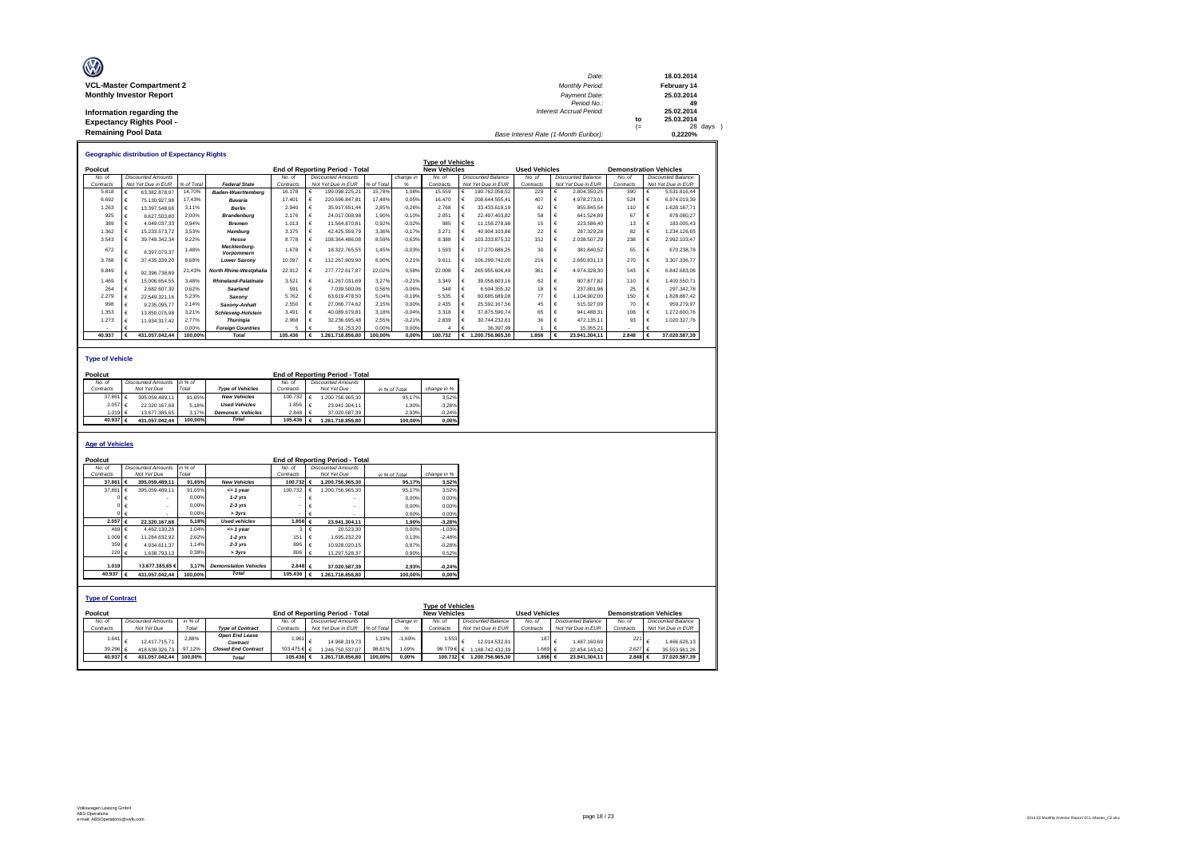**VCL-Master Compartment 2**
**Monthly Investor Report**

**Information regarding the Expectancy Rights Pool - Remaining Pool Data**

| | | |
|---|---|---|
| Date: | | 18.03.2014 |
| Monthly Period: | | February 14 |
| Payment Date: | | 25.03.2014 |
| Period No.: | | 49 |
| Interest Accrual Period: | | 25.02.2014 |
| | to | 25.03.2014 |
| | (= | 28 days ) |
| Base Interest Rate (1-Month Euribor): | | 0,2220% |

## Geographic distribution of Expectancy Rights

| Poolcut | | | | End of Reporting Period - Total | | | | Type of Vehicles New Vehicles | | Used Vehicles | | Demonstration Vehicles | |
|---|---|---|---|---|---|---|---|---|---|---|---|---|---|
| No. of Contracts | Discounted Amounts Not Yet Due in EUR | % of Total | Federal State | No. of Contracts | Discounted Amounts Not Yet Due in EUR | % of Total | change in % | No. of Contracts | Discounted Balance Not Yet Due in EUR | No. of Contracts | Discounted Balance Not Yet Due in EUR | No. of Contracts | Discounted Balance Not Yet Due in EUR |
| 5.818 | € 63.382.878,97 | 14,70% | Baden-Wuerttemberg | 16.178 | € 199.098.225,21 | 15,78% | 1,08% | 15.559 | € 190.762.058,52 | 229 | € 2.804.350,25 | 390 | € 5.531.816,44 |
| 6.692 | € 75.130.927,98 | 17,43% | Bavaria | 17.401 | € 220.596.847,81 | 17,48% | 0,05% | 16.470 | € 208.644.555,41 | 407 | € 4.978.273,01 | 524 | € 6.974.019,39 |
| 1.263 | € 13.397.548,66 | 3,11% | Berlin | 2.940 | € 35.917.651,44 | 2,85% | -0,26% | 2.768 | € 33.433.618,19 | 62 | € 855.845,54 | 110 | € 1.628.187,71 |
| 925 | € 8.627.503,80 | 2,00% | Brandenburg | 2.176 | € 24.017.008,98 | 1,90% | -0,10% | 2.051 | € 22.497.403,82 | 58 | € 641.524,89 | 67 | € 878.080,27 |
| 389 | € 4.049.037,33 | 0,94% | Bremen | 1.013 | € 11.564.870,81 | 0,92% | -0,02% | 985 | € 11.158.278,98 | 15 | € 223.586,40 | 13 | € 183.005,43 |
| 1.362 | € 15.233.573,72 | 3,53% | Hamburg | 3.375 | € 42.425.559,79 | 3,36% | -0,17% | 3.271 | € 40.904.103,86 | 22 | € 287.329,28 | 82 | € 1.234.126,65 |
| 3.543 | € 39.748.342,34 | 9,22% | Hesse | 8.778 | € 108.364.486,08 | 8,59% | -0,63% | 8.388 | € 103.333.875,32 | 152 | € 2.038.507,29 | 238 | € 2.992.103,47 |
| 672 | € 6.397.079,37 | 1,48% | Mecklenburg-Vorpommern | 1.678 | € 18.322.765,55 | 1,45% | -0,03% | 1.593 | € 17.270.686,25 | 30 | € 381.840,52 | 55 | € 670.238,78 |
| 3.788 | € 37.435.339,20 | 8,68% | Lower Saxony | 10.097 | € 112.267.909,90 | 8,90% | 0,21% | 9.611 | € 106.299.742,00 | 216 | € 2.660.831,13 | 270 | € 3.307.336,77 |
| 8.849 | € 92.396.738,89 | 21,43% | North Rhine-Westphalia | 22.912 | € 277.772.617,87 | 22,02% | 0,58% | 22.008 | € 265.955.606,49 | 361 | € 4.974.328,30 | 543 | € 6.842.683,08 |
| 1.469 | € 15.006.654,55 | 3,48% | Rhineland-Palatinate | 3.521 | € 41.267.031,69 | 3,27% | -0,21% | 3.349 | € 39.058.603,16 | 62 | € 807.877,82 | 110 | € 1.400.550,71 |
| 264 | € 2.682.607,30 | 0,62% | Saarland | 591 | € 7.039.500,06 | 0,56% | -0,06% | 548 | € 6.504.355,32 | 18 | € 237.801,96 | 25 | € 297.342,78 |
| 2.279 | € 22.549.321,16 | 5,23% | Saxony | 5.762 | € 63.619.478,50 | 5,04% | -0,19% | 5.535 | € 60.685.689,08 | 77 | € 1.104.902,00 | 150 | € 1.828.887,42 |
| 998 | € 9.235.095,77 | 2,14% | Saxony-Anhalt | 2.550 | € 27.066.774,62 | 2,15% | 0,00% | 2.435 | € 25.592.167,56 | 45 | € 515.327,09 | 70 | € 959.279,97 |
| 1.353 | € 13.850.075,98 | 3,21% | Schleswig-Holstein | 3.491 | € 40.089.679,81 | 3,18% | -0,04% | 3.318 | € 37.875.590,74 | 65 | € 941.488,31 | 108 | € 1.272.600,76 |
| 1.273 | € 11.934.317,42 | 2,77% | Thuringia | 2.968 | € 32.236.695,48 | 2,55% | -0,21% | 2.839 | € 30.744.232,61 | 36 | € 472.135,11 | 93 | € 1.020.327,76 |
| - | € - | 0,00% | Foreign Countries | 5 | € 51.753,20 | 0,00% | 0,00% | 4 | € 36.397,99 | 1 | € 15.355,21 | - | € - |
| **40.937** | **€ 431.057.042,44** | **100,00%** | **Total** | **105.436** | **€ 1.261.718.856,80** | **100,00%** | **0,00%** | **100.732** | **€ 1.200.756.965,30** | **1.856** | **€ 23.941.304,11** | **2.848** | **€ 37.020.587,39** |

## Type of Vehicle

| Poolcut | | | | End of Reporting Period - Total | | | |
|---|---|---|---|---|---|---|---|
| No. of Contracts | Discounted Amounts Not Yet Due | in % of Total | Type of Vehicles | No. of Contracts | Discounted Amounts Not Yet Due | in % of Total | change in % |
| 37.861 | € 395.059.489,11 | 91,65% | New Vehicles | 100.732 | € 1.200.756.965,30 | 95,17% | 3,52% |
| 2.057 | € 22.320.167,68 | 5,18% | Used Vehicles | 1.856 | € 23.941.304,11 | 1,90% | -3,28% |
| 1.019 | € 13.677.385,65 | 3,17% | Demonstr. Vehicles | 2.848 | € 37.020.587,39 | 2,93% | -0,24% |
| **40.937** | **€ 431.057.042,44** | **100,00%** | **Total** | **105.436** | **€ 1.261.718.856,80** | **100,00%** | **0,00%** |

## Age of Vehicles

| Poolcut | | | | End of Reporting Period - Total | | | |
|---|---|---|---|---|---|---|---|
| No. of Contracts | Discounted Amounts Not Yet Due | in % of Total | | No. of Contracts | Discounted Amounts Not Yet Due | in % of Total | change in % |
| **37.861** | **€ 395.059.489,11** | **91,65%** | **New Vehicles** | **100.732** | **€ 1.200.756.965,30** | **95,17%** | **3,52%** |
| 37.861 | € 395.059.489,11 | 91,65% | <= 1 year | 100.732 | € 1.200.756.965,30 | 95,17% | 3,52% |
| 0 | € - | 0,00% | 1-2 yrs | - | € - | 0,00% | 0,00% |
| 0 | € - | 0,00% | 2-3 yrs | - | € - | 0,00% | 0,00% |
| 0 | € - | 0,00% | > 3yrs | - | € - | 0,00% | 0,00% |
| **2.057** | **€ 22.320.167,68** | **5,18%** | **Used vehicles** | **1.856** | **€ 23.941.304,11** | **1,90%** | **-3,28%** |
| 469 | € 4.462.130,26 | 1,04% | <= 1 year | 3 | € 20.523,30 | 0,00% | -1,03% |
| 1.009 | € 11.284.632,92 | 2,62% | 1-2 yrs | 151 | € 1.695.232,29 | 0,13% | -2,48% |
| 359 | € 4.934.611,37 | 1,14% | 2-3 yrs | 896 | € 10.928.020,15 | 0,87% | -0,28% |
| 220 | € 1.638.793,13 | 0,38% | > 3yrs | 806 | € 11.297.528,37 | 0,90% | 0,52% |
| **1.019** | **13.677.385,65 €** | **3,17%** | **Demonstation Vehicles** | **2.848** | **€ 37.020.587,39** | **2,93%** | **-0,24%** |
| **40.937** | **€ 431.057.042,44** | **100,00%** | **Total** | **105.436** | **€ 1.261.718.856,80** | **100,00%** | **0,00%** |

## Type of Contract

| Poolcut | | | | End of Reporting Period - Total | | | | Type of Vehicles New Vehicles | | Used Vehicles | | Demonstration Vehicles | |
|---|---|---|---|---|---|---|---|---|---|---|---|---|---|
| No. of Contracts | Discounted Amounts Not Yet Due | in % of Total | Type of Contract | No. of Contracts | Discounted Amounts Not Yet Due in EUR | % of Total | change in % | No. of Contracts | Discounted Balance Not Yet Due in EUR | No. of Contracts | Discounted Balance Not Yet Due in EUR | No. of Contracts | Discounted Balance Not Yet Due in EUR |
| 1.641 | € 12.417.715,71 | 2,88% | Open End Lease Contract | 1.961 | € 14.968.319,73 | 1,19% | -1,69% | 1.553 | € 12.014.532,91 | 187 | € 1.487.160,69 | 221 | € 1.466.626,13 |
| 39.296 | € 418.639.326,73 | 97,12% | Closed End Contract | 103.475 | € 1.246.750.537,07 | 98,81% | 1,69% | 99.179 | € 1.188.742.432,39 | 1.669 | € 22.454.143,42 | 2.627 | € 35.553.961,26 |
| **40.937** | **€ 431.057.042,44** | **100,00%** | **Total** | **105.436** | **€ 1.261.718.856,80** | **100,00%** | **0,00%** | **100.732** | **€ 1.200.756.965,30** | **1.856** | **€ 23.941.304,11** | **2.848** | **€ 37.020.587,39** |

Volkswagen Leasing GmbH
ABS Operations
e-mail: ABSOperations@vwfs.com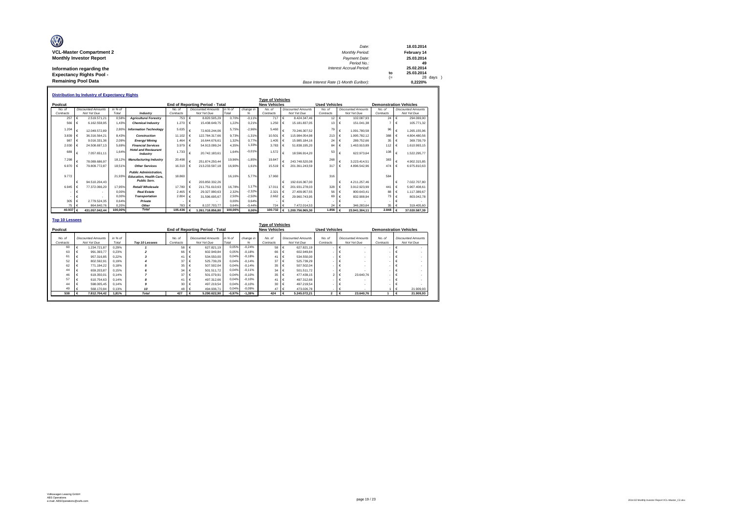**VCL-Master Compartment 2**
**Monthly Investor Report**

**Information regarding the Expectancy Rights Pool - Remaining Pool Data**

| | | |
|---|---|---|
| Date: | | 18.03.2014 |
| Monthly Period: | | February 14 |
| Payment Date: | | 25.03.2014 |
| Period No.: | | 49 |
| Interest Accrual Period: | | 25.02.2014 |
| | to | 25.03.2014 |
| | (= | 28 days ) |
| Base Interest Rate (1-Month Euribor): | | 0,2220% |

## Distribution by Industry of Expectancy Rights

| Poolcut | | | | End of Reporting Period - Total | | | | Type of Vehicles: New Vehicles | | Used Vehicles | | Demonstration Vehicles | |
|---|---|---|---|---|---|---|---|---|---|---|---|---|---|
| No. of Contracts | Discounted Amounts Not Yet Due | in % of Total | Industry | No. of Contracts | Discounted Amounts Not Yet Due | in % of Total | change in % | No. of Contracts | Discounted Amounts Not Yet Due | No. of Contracts | Discounted Amounts Not Yet Due | No. of Contracts | Discounted Amounts Not Yet Due |
| 257 | € 2.519.571,21 | 0,58% | **Agriculture/ Forestry** | 753 | € 8.820.505,29 | 0,70% | -0,11% | 717 | € 8.424.347,46 | 12 | € 102.087,93 | 24 | € 294.069,90 |
| 566 | € 6.162.558,95 | 1,43% | **Chemical Industry** | 1.270 | € 15.438.649,75 | 1,22% | 0,21% | 1.250 | € 15.181.837,05 | 13 | € 151.041,38 | 7 | € 105.771,32 |
| 1.204 | € 12.049.572,89 | 2,80% | **Information Technology** | 5.635 | € 72.603.244,06 | 5,75% | -2,96% | 5.460 | € 70.246.307,52 | 79 | € 1.091.780,58 | 96 | € 1.265.155,96 |
| 3.839 | € 36.316.564,21 | 8,43% | **Construction** | 11.102 | € 122.784.317,66 | 9,73% | -1,31% | 10.501 | € 115.984.054,98 | 213 | € 1.995.782,12 | 388 | € 4.804.480,56 |
| 987 | € 9.016.331,36 | 2,09% | **Energy/ Mining** | 1.464 | € 16.644.676,61 | 1,32% | 0,77% | 1.405 | € 15.985.184,16 | 24 | € 289.752,66 | 35 | € 369.739,79 |
| 2.030 | € 24.508.697,13 | 5,69% | **Financial Services** | 3.979 | € 54.913.099,24 | 4,35% | 1,33% | 3.783 | € 51.838.195,20 | 84 | € 1.463.910,89 | 112 | € 1.610.993,15 |
| 689 | € 7.057.651,11 | 1,64% | **Hotel and Restaurant Industry** | 1.733 | € 20.742.183,61 | 1,64% | -0,01% | 1.572 | € 18.596.914,20 | 53 | € 622.973,64 | 108 | € 1.522.295,77 |
| 7.298 | € 78.089.686,97 | 18,12% | **Manufacturing Industry** | 20.498 | € 251.874.250,44 | 19,96% | -1,85% | 19.847 | € 243.748.520,08 | 268 | € 3.223.414,51 | 383 | € 4.902.315,85 |
| 6.970 | € 79.809.772,87 | 18,51% | **Other Services** | 16.310 | € 213.233.597,18 | 16,90% | 1,61% | 15.519 | € 201.361.243,59 | 317 | € 4.896.542,96 | 474 | € 6.975.810,63 |
| 9.772 | € 94.510.204,43 | 21,93% | **Public Administration, Education, Health Care, Public Serv.** | 18.860 | € 203.850.332,26 | 16,16% | 5,77% | 17.960 | € 192.616.367,00 | 316 | € 4.211.257,46 | 584 | € 7.022.707,80 |
| 6.945 | € 77.372.066,20 | 17,95% | **Retail/ Wholesale** | 17.780 | € 211.751.610,63 | 16,78% | 1,17% | 17.011 | € 201.931.278,03 | 328 | € 3.912.923,99 | 441 | € 5.907.408,61 |
| - | € - | 0,00% | **Real Estate** | 2.465 | € 29.327.990,63 | 2,32% | -2,32% | 2.321 | € 27.409.957,55 | 56 | € 800.643,41 | 88 | € 1.117.389,67 |
| - | € - | 0,00% | **Transportation** | 2.804 | € 31.596.695,67 | 2,50% | -2,50% | 2.662 | € 29.960.743,95 | 69 | € 832.908,94 | 73 | € 803.042,78 |
| 305 | € 2.779.524,35 | 0,64% | **Private** | - | € - | 0,00% | 0,64% | - | € - | - | € - | - | € - |
| 75 | € 864.840,76 | 0,20% | **Other** | 783 | € 8.137.703,77 | 0,64% | -0,44% | 724 | € 7.472.014,53 | 24 | € 346.283,64 | 35 | € 319.405,60 |
| **40.937** | **€ 431.057.042,44** | **100,00%** | **Total** | **105.436** | **€ 1.261.718.856,80** | **100,00%** | **0,00%** | **100.732** | **€ 1.200.756.965,30** | **1.856** | **€ 23.941.304,11** | **2.848** | **€ 37.020.587,39** |

## Top 10 Lessees

| Poolcut | | | | End of Reporting Period - Total | | | | Type of Vehicles: New Vehicles | | Used Vehicles | | Demonstration Vehicles | |
|---|---|---|---|---|---|---|---|---|---|---|---|---|---|
| No. of Contracts | Discounted Amounts Not Yet Due | in % of Total | Top 10 Lessees | No. of Contracts | Discounted Amounts Not Yet Due | in % of Total | change in % | No. of Contracts | Discounted Amounts Not Yet Due | No. of Contracts | Discounted Amounts Not Yet Due | No. of Contracts | Discounted Amounts Not Yet Due |
| 60 | € 1.234.721,87 | 0,29% | *1* | 58 | € 627.821,19 | 0,05% | -0,24% | 58 | € 627.821,19 | - | € - | - | € - |
| 63 | € 991.393,77 | 0,23% | *2* | 66 | € 602.949,84 | 0,05% | -0,18% | 66 | € 602.949,84 | - | € - | - | € - |
| 61 | € 957.316,85 | 0,22% | *3* | 41 | € 534.550,00 | 0,04% | -0,18% | 41 | € 534.550,00 | - | € - | - | € - |
| 52 | € 802.592,91 | 0,19% | *4* | 37 | € 525.739,29 | 0,04% | -0,14% | 37 | € 525.739,29 | - | € - | - | € - |
| 62 | € 771.194,22 | 0,18% | *5* | 35 | € 507.502,04 | 0,04% | -0,14% | 35 | € 507.502,04 | - | € - | - | € - |
| 44 | € 659.203,87 | 0,15% | *6* | 34 | € 501.511,72 | 0,04% | -0,11% | 34 | € 501.511,72 | - | € - | - | € - |
| 46 | € 619.350,01 | 0,14% | *7* | 37 | € 501.079,91 | 0,04% | -0,10% | 35 | € 477.439,15 | 2 | € 23.640,76 | - | € - |
| 57 | € 610.754,63 | 0,14% | *8* | 41 | € 497.312,66 | 0,04% | -0,10% | 41 | € 497.312,66 | - | € - | - | € - |
| 44 | € 598.005,45 | 0,14% | *9* | 30 | € 497.219,54 | 0,04% | -0,10% | 30 | € 497.219,54 | - | € - | - | € - |
| 49 | € 568.170,84 | 0,13% | *10* | 48 | € 494.936,71 | 0,04% | -0,09% | 47 | € 473.026,78 | - | € - | 1 | € 21.909,93 |
| **538** | **€ 7.812.704,42** | **1,81%** | ***Total*** | **427** | **€ 5.290.622,90** | **-0,97%** | **-1,39%** | **424** | **€ 5.245.072,21** | **2** | **€ 23.640,76** | **1** | **€ 21.909,93** |

Volkswagen Leasing GmbH
ABS Operations
e-mail: ABSOperations@vwfs.com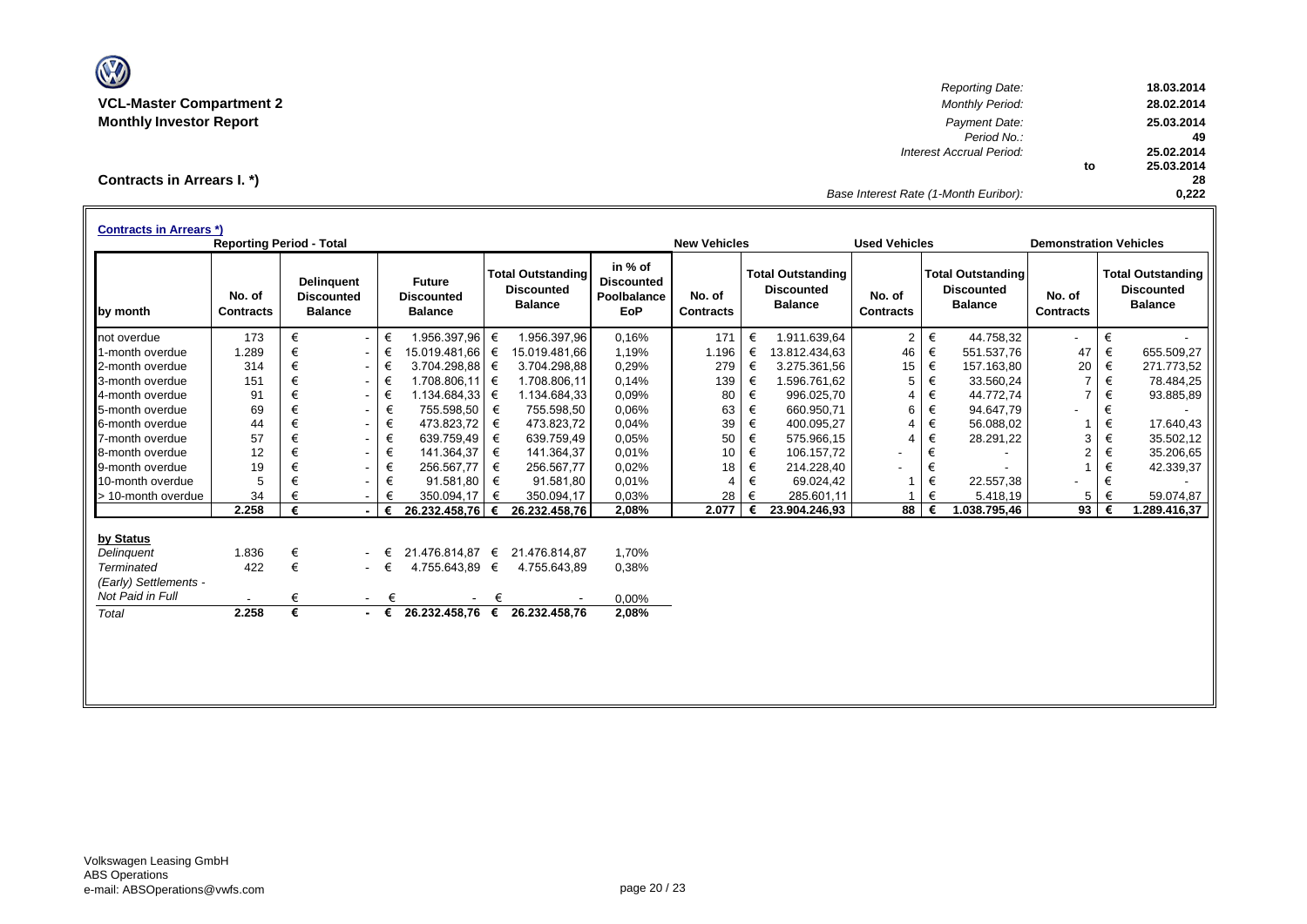**VCL-Master Compartment 2**
**Monthly Investor Report**

| | |
|---|---|
| *Reporting Date:* | **18.03.2014** |
| *Monthly Period:* | **28.02.2014** |
| *Payment Date:* | **25.03.2014** |
| *Period No.:* | **49** |
| *Interest Accrual Period:* | **25.02.2014** |
| to | **25.03.2014** |
| | **28** |
| *Base Interest Rate (1-Month Euribor):* | **0,222** |

## Contracts in Arrears I. *)

**Contracts in Arrears *)**

| | Reporting Period - Total | | | | | New Vehicles | | Used Vehicles | | Demonstration Vehicles | |
|---|---|---|---|---|---|---|---|---|---|---|---|
| **by month** | **No. of Contracts** | **Delinquent Discounted Balance** | **Future Discounted Balance** | **Total Outstanding Discounted Balance** | **in % of Discounted Poolbalance EoP** | **No. of Contracts** | **Total Outstanding Discounted Balance** | **No. of Contracts** | **Total Outstanding Discounted Balance** | **No. of Contracts** | **Total Outstanding Discounted Balance** |
| not overdue | 173 | € - | € 1.956.397,96 | € 1.956.397,96 | 0,16% | 171 | € 1.911.639,64 | 2 | € 44.758,32 | - | € - |
| 1-month overdue | 1.289 | € - | € 15.019.481,66 | € 15.019.481,66 | 1,19% | 1.196 | € 13.812.434,63 | 46 | € 551.537,76 | 47 | € 655.509,27 |
| 2-month overdue | 314 | € - | € 3.704.298,88 | € 3.704.298,88 | 0,29% | 279 | € 3.275.361,56 | 15 | € 157.163,80 | 20 | € 271.773,52 |
| 3-month overdue | 151 | € - | € 1.708.806,11 | € 1.708.806,11 | 0,14% | 139 | € 1.596.761,62 | 5 | € 33.560,24 | 7 | € 78.484,25 |
| 4-month overdue | 91 | € - | € 1.134.684,33 | € 1.134.684,33 | 0,09% | 80 | € 996.025,70 | 4 | € 44.772,74 | 7 | € 93.885,89 |
| 5-month overdue | 69 | € - | € 755.598,50 | € 755.598,50 | 0,06% | 63 | € 660.950,71 | 6 | € 94.647,79 | - | € - |
| 6-month overdue | 44 | € - | € 473.823,72 | € 473.823,72 | 0,04% | 39 | € 400.095,27 | 4 | € 56.088,02 | 1 | € 17.640,43 |
| 7-month overdue | 57 | € - | € 639.759,49 | € 639.759,49 | 0,05% | 50 | € 575.966,15 | 4 | € 28.291,22 | 3 | € 35.502,12 |
| 8-month overdue | 12 | € - | € 141.364,37 | € 141.364,37 | 0,01% | 10 | € 106.157,72 | - | € - | 2 | € 35.206,65 |
| 9-month overdue | 19 | € - | € 256.567,77 | € 256.567,77 | 0,02% | 18 | € 214.228,40 | - | € - | 1 | € 42.339,37 |
| 10-month overdue | 5 | € - | € 91.581,80 | € 91.581,80 | 0,01% | 4 | € 69.024,42 | 1 | € 22.557,38 | - | € - |
| > 10-month overdue | 34 | € - | € 350.094,17 | € 350.094,17 | 0,03% | 28 | € 285.601,11 | 1 | € 5.418,19 | 5 | € 59.074,87 |
| | **2.258** | **€ -** | **€ 26.232.458,76** | **€ 26.232.458,76** | **2,08%** | **2.077** | **€ 23.904.246,93** | **88** | **€ 1.038.795,46** | **93** | **€ 1.289.416,37** |

| **by Status** | | | | | |
|---|---|---|---|---|---|
| *Delinquent* | 1.836 | € - | € 21.476.814,87 | € 21.476.814,87 | 1,70% |
| *Terminated* | 422 | € - | € 4.755.643,89 | € 4.755.643,89 | 0,38% |
| *(Early) Settlements - Not Paid in Full* | - | € - | € - | € - | 0,00% |
| *Total* | **2.258** | **€ -** | **€ 26.232.458,76** | **€ 26.232.458,76** | **2,08%** |

Volkswagen Leasing GmbH
ABS Operations
e-mail: ABSOperations@vwfs.com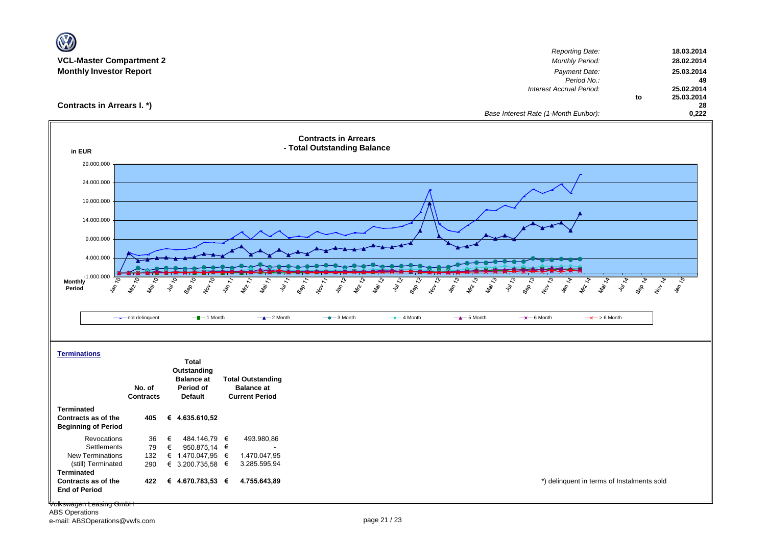**VCL-Master Compartment 2**
**Monthly Investor Report**

| | | |
|---|---|---|
| *Reporting Date:* | | **18.03.2014** |
| *Monthly Period:* | | **28.02.2014** |
| *Payment Date:* | | **25.03.2014** |
| *Period No.:* | | **49** |
| *Interest Accrual Period:* | | **25.02.2014** |
| | **to** | **25.03.2014** |
| | | **28** |
| *Base Interest Rate (1-Month Euribor):* | | **0,222** |

## Contracts in Arrears I. *)

**Contracts in Arrears - Total Outstanding Balance**

in EUR

Legend: not delinquent, 1 Month, 2 Month, 3 Month, 4 Month, 5 Month, 6 Month, > 6 Month

### Terminations

| | No. of Contracts | Total Outstanding Balance at Period of Default | Total Outstanding Balance at Current Period |
|---|---|---|---|
| **Terminated Contracts as of the Beginning of Period** | **405** | **€ 4.635.610,52** | |
| Revocations | 36 | € 484.146,79 | € 493.980,86 |
| Settlements | 79 | € 950.875,14 | € - |
| New Terminations | 132 | € 1.470.047,95 | € 1.470.047,95 |
| (still) Terminated | 290 | € 3.200.735,58 | € 3.285.595,94 |
| **Terminated Contracts as of the End of Period** | **422** | **€ 4.670.783,53** | **€ 4.755.643,89** |

*) delinquent in terms of Instalments sold

Volkswagen Leasing GmbH
ABS Operations
e-mail: ABSOperations@vwfs.com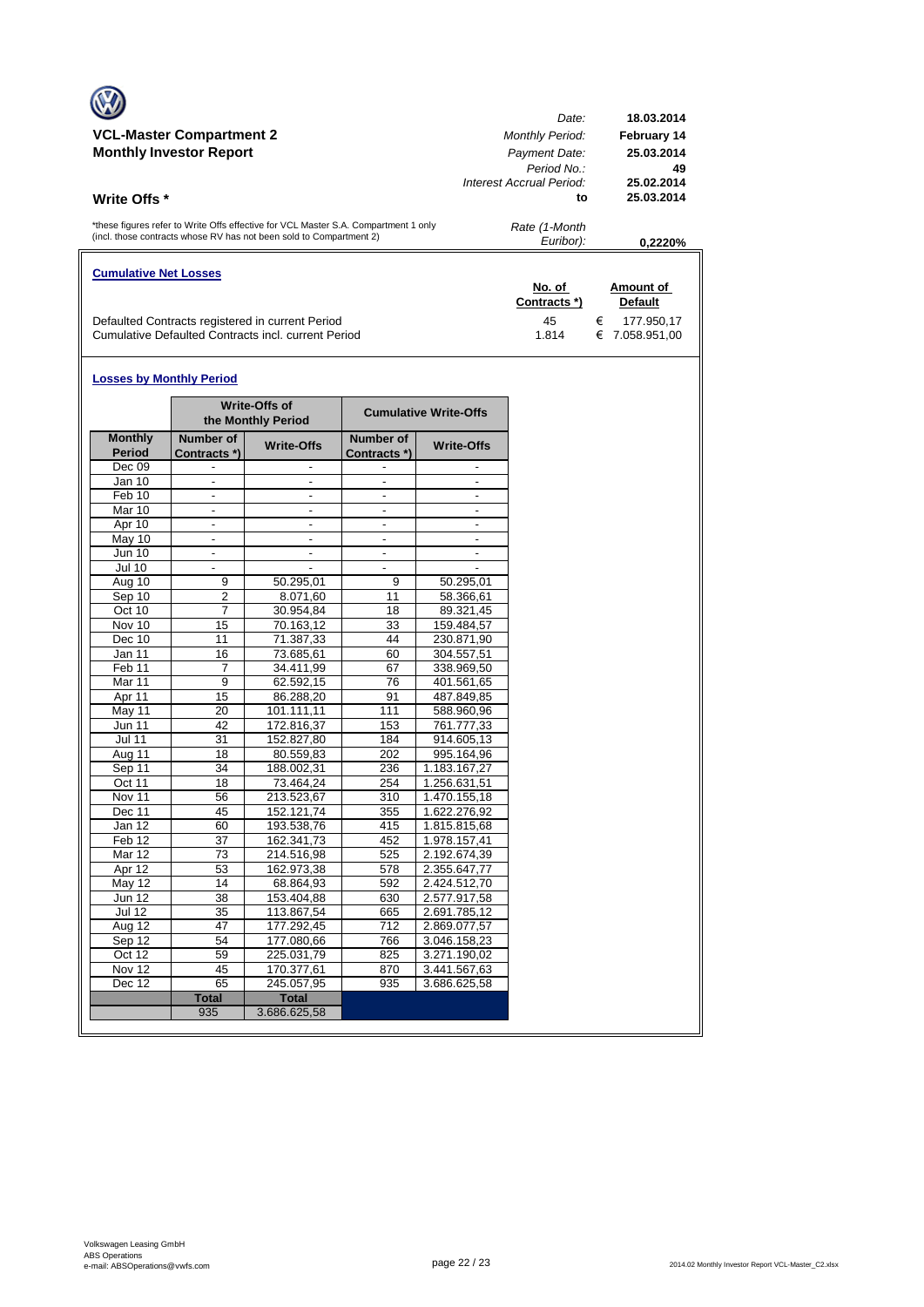**VCL-Master Compartment 2**
**Monthly Investor Report**

| | |
|---|---|
| *Date:* | **18.03.2014** |
| *Monthly Period:* | **February 14** |
| *Payment Date:* | **25.03.2014** |
| *Period No.:* | **49** |
| *Interest Accrual Period:* | **25.02.2014** |
| **to** | **25.03.2014** |
| *Rate (1-Month Euribor):* | **0,2220%** |

## Write Offs *

*these figures refer to Write Offs effective for VCL Master S.A. Compartment 1 only (incl. those contracts whose RV has not been sold to Compartment 2)

### Cumulative Net Losses

| | No. of Contracts *) | Amount of Default |
|---|---|---|
| Defaulted Contracts registered in current Period | 45 | € 177.950,17 |
| Cumulative Defaulted Contracts incl. current Period | 1.814 | € 7.058.951,00 |

### Losses by Monthly Period

| | Write-Offs of the Monthly Period | | Cumulative Write-Offs | |
|---|---|---|---|---|
| **Monthly Period** | **Number of Contracts *)** | **Write-Offs** | **Number of Contracts *)** | **Write-Offs** |
| Dec 09 | - | - | - | - |
| Jan 10 | - | - | - | - |
| Feb 10 | - | - | - | - |
| Mar 10 | - | - | - | - |
| Apr 10 | - | - | - | - |
| May 10 | - | - | - | - |
| Jun 10 | - | - | - | - |
| Jul 10 | - | - | - | - |
| Aug 10 | 9 | 50.295,01 | 9 | 50.295,01 |
| Sep 10 | 2 | 8.071,60 | 11 | 58.366,61 |
| Oct 10 | 7 | 30.954,84 | 18 | 89.321,45 |
| Nov 10 | 15 | 70.163,12 | 33 | 159.484,57 |
| Dec 10 | 11 | 71.387,33 | 44 | 230.871,90 |
| Jan 11 | 16 | 73.685,61 | 60 | 304.557,51 |
| Feb 11 | 7 | 34.411,99 | 67 | 338.969,50 |
| Mar 11 | 9 | 62.592,15 | 76 | 401.561,65 |
| Apr 11 | 15 | 86.288,20 | 91 | 487.849,85 |
| May 11 | 20 | 101.111,11 | 111 | 588.960,96 |
| Jun 11 | 42 | 172.816,37 | 153 | 761.777,33 |
| Jul 11 | 31 | 152.827,80 | 184 | 914.605,13 |
| Aug 11 | 18 | 80.559,83 | 202 | 995.164,96 |
| Sep 11 | 34 | 188.002,31 | 236 | 1.183.167,27 |
| Oct 11 | 18 | 73.464,24 | 254 | 1.256.631,51 |
| Nov 11 | 56 | 213.523,67 | 310 | 1.470.155,18 |
| Dec 11 | 45 | 152.121,74 | 355 | 1.622.276,92 |
| Jan 12 | 60 | 193.538,76 | 415 | 1.815.815,68 |
| Feb 12 | 37 | 162.341,73 | 452 | 1.978.157,41 |
| Mar 12 | 73 | 214.516,98 | 525 | 2.192.674,39 |
| Apr 12 | 53 | 162.973,38 | 578 | 2.355.647,77 |
| May 12 | 14 | 68.864,93 | 592 | 2.424.512,70 |
| Jun 12 | 38 | 153.404,88 | 630 | 2.577.917,58 |
| Jul 12 | 35 | 113.867,54 | 665 | 2.691.785,12 |
| Aug 12 | 47 | 177.292,45 | 712 | 2.869.077,57 |
| Sep 12 | 54 | 177.080,66 | 766 | 3.046.158,23 |
| Oct 12 | 59 | 225.031,79 | 825 | 3.271.190,02 |
| Nov 12 | 45 | 170.377,61 | 870 | 3.441.567,63 |
| Dec 12 | 65 | 245.057,95 | 935 | 3.686.625,58 |
| | **Total** | **Total** | | |
| | 935 | 3.686.625,58 | | |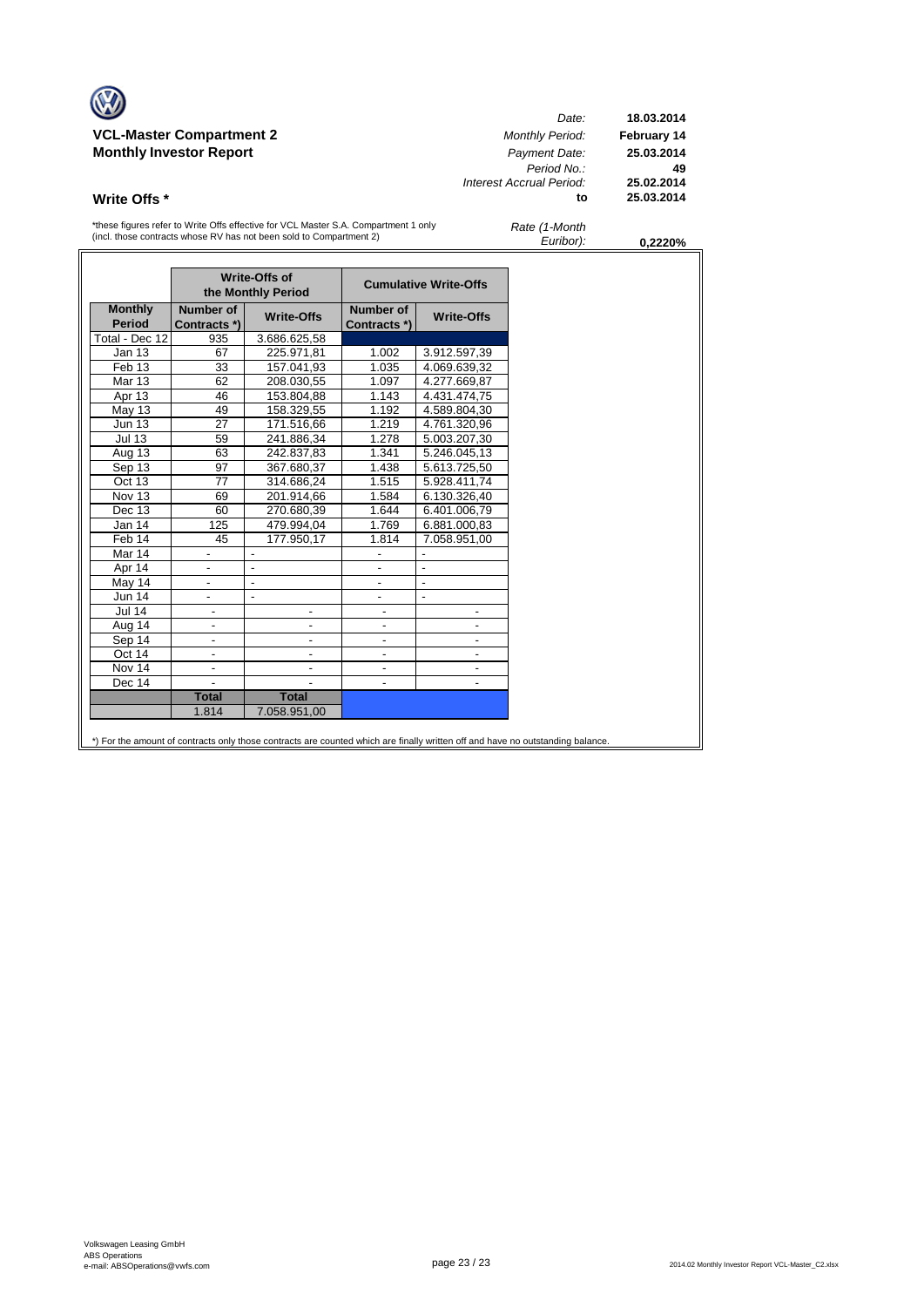**VCL-Master Compartment 2**
**Monthly Investor Report**

| | |
|---|---|
| *Date:* | **18.03.2014** |
| *Monthly Period:* | **February 14** |
| *Payment Date:* | **25.03.2014** |
| *Period No.:* | **49** |
| *Interest Accrual Period:* | **25.02.2014** |
| **to** | **25.03.2014** |
| *Rate (1-Month Euribor):* | **0,2220%** |

## Write Offs *

*these figures refer to Write Offs effective for VCL Master S.A. Compartment 1 only (incl. those contracts whose RV has not been sold to Compartment 2)

| | Write-Offs of the Monthly Period | | Cumulative Write-Offs | |
|---|---|---|---|---|
| **Monthly Period** | **Number of Contracts *)** | **Write-Offs** | **Number of Contracts *)** | **Write-Offs** |
| Total - Dec 12 | 935 | 3.686.625,58 | | |
| Jan 13 | 67 | 225.971,81 | 1.002 | 3.912.597,39 |
| Feb 13 | 33 | 157.041,93 | 1.035 | 4.069.639,32 |
| Mar 13 | 62 | 208.030,55 | 1.097 | 4.277.669,87 |
| Apr 13 | 46 | 153.804,88 | 1.143 | 4.431.474,75 |
| May 13 | 49 | 158.329,55 | 1.192 | 4.589.804,30 |
| Jun 13 | 27 | 171.516,66 | 1.219 | 4.761.320,96 |
| Jul 13 | 59 | 241.886,34 | 1.278 | 5.003.207,30 |
| Aug 13 | 63 | 242.837,83 | 1.341 | 5.246.045,13 |
| Sep 13 | 97 | 367.680,37 | 1.438 | 5.613.725,50 |
| Oct 13 | 77 | 314.686,24 | 1.515 | 5.928.411,74 |
| Nov 13 | 69 | 201.914,66 | 1.584 | 6.130.326,40 |
| Dec 13 | 60 | 270.680,39 | 1.644 | 6.401.006,79 |
| Jan 14 | 125 | 479.994,04 | 1.769 | 6.881.000,83 |
| Feb 14 | 45 | 177.950,17 | 1.814 | 7.058.951,00 |
| Mar 14 | - | - | - | - |
| Apr 14 | - | - | - | - |
| May 14 | - | - | - | - |
| Jun 14 | - | - | - | - |
| Jul 14 | - | - | - | - |
| Aug 14 | - | - | - | - |
| Sep 14 | - | - | - | - |
| Oct 14 | - | - | - | - |
| Nov 14 | - | - | - | - |
| Dec 14 | - | - | - | - |
| | **Total** | **Total** | | |
| | 1.814 | 7.058.951,00 | | |

*) For the amount of contracts only those contracts are counted which are finally written off and have no outstanding balance.